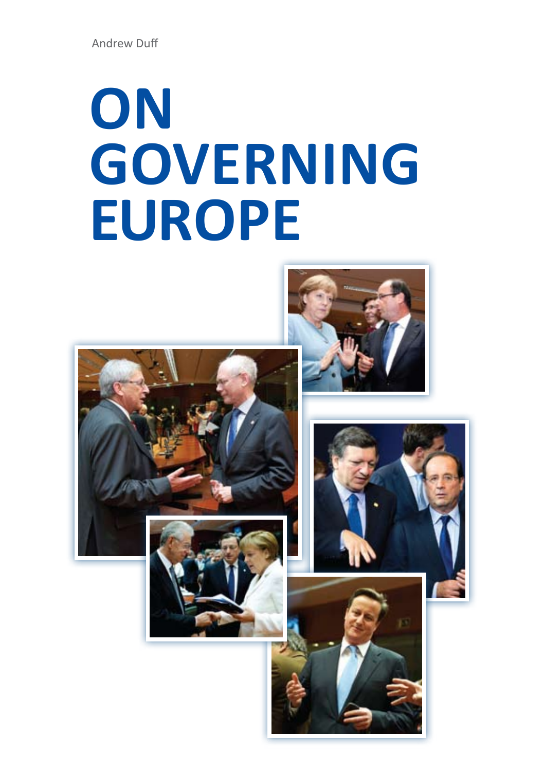Andrew Duff

# ON GOVERNING EUROPE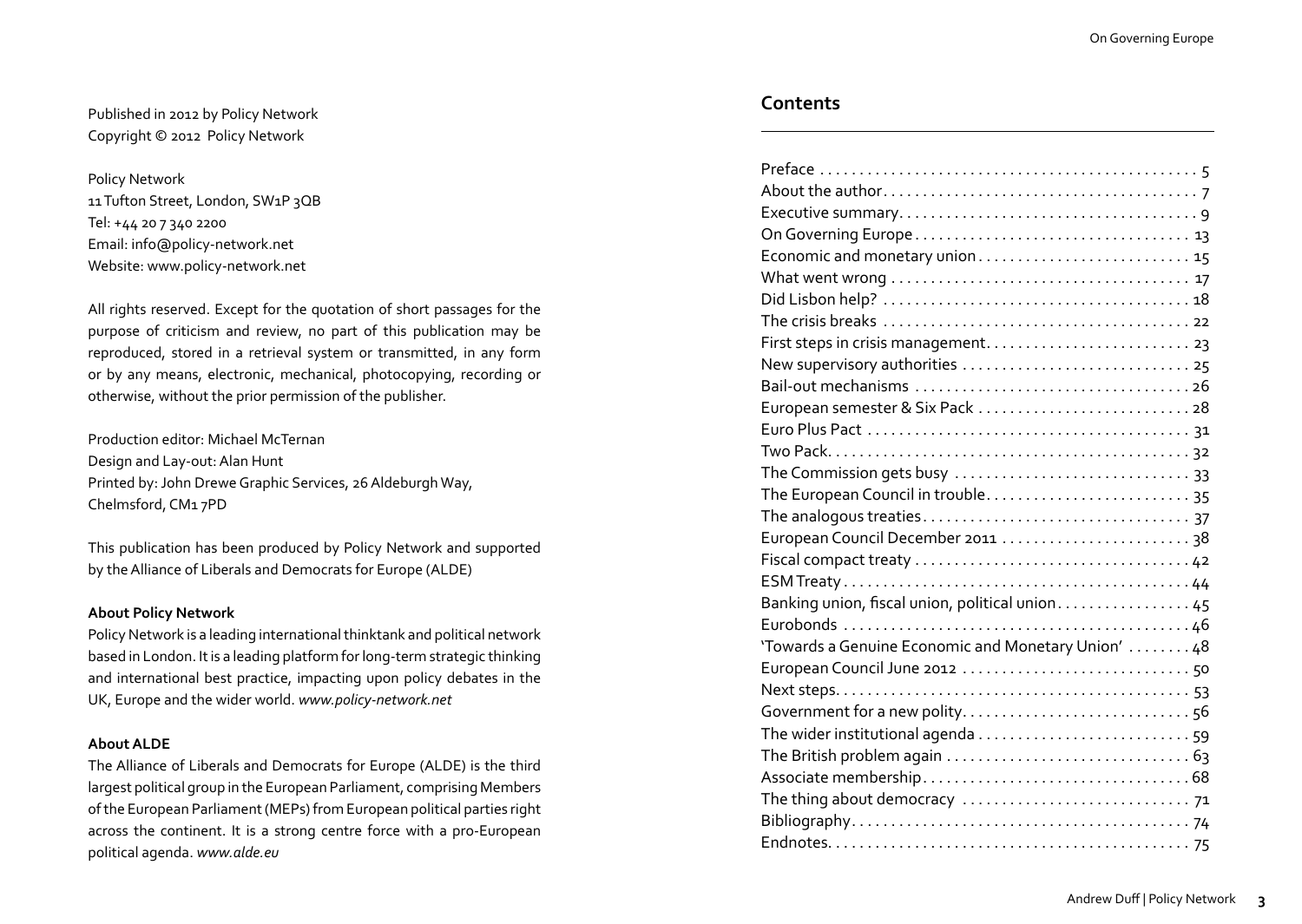Published in 2012 by Policy Network
Copyright © 2012 Policy Network

Policy Network
11 Tufton Street, London, SW1P 3QB
Tel: +44 20 7 340 2200
Email: info@policy-network.net
Website: www.policy-network.net

All rights reserved. Except for the quotation of short passages for the purpose of criticism and review, no part of this publication may be reproduced, stored in a retrieval system or transmitted, in any form or by any means, electronic, mechanical, photocopying, recording or otherwise, without the prior permission of the publisher.

Production editor: Michael McTernan
Design and Lay-out: Alan Hunt
Printed by: John Drewe Graphic Services, 26 Aldeburgh Way, Chelmsford, CM1 7PD

This publication has been produced by Policy Network and supported by the Alliance of Liberals and Democrats for Europe (ALDE)

**About Policy Network**

Policy Network is a leading international thinktank and political network based in London. It is a leading platform for long-term strategic thinking and international best practice, impacting upon policy debates in the UK, Europe and the wider world. *www.policy-network.net*

**About ALDE**

The Alliance of Liberals and Democrats for Europe (ALDE) is the third largest political group in the European Parliament, comprising Members of the European Parliament (MEPs) from European political parties right across the continent. It is a strong centre force with a pro-European political agenda. *www.alde.eu*

## Contents

| | |
|---|---|
| Preface | 5 |
| About the author | 7 |
| Executive summary | 9 |
| On Governing Europe | 13 |
| Economic and monetary union | 15 |
| What went wrong | 17 |
| Did Lisbon help? | 18 |
| The crisis breaks | 22 |
| First steps in crisis management | 23 |
| New supervisory authorities | 25 |
| Bail-out mechanisms | 26 |
| European semester & Six Pack | 28 |
| Euro Plus Pact | 31 |
| Two Pack | 32 |
| The Commission gets busy | 33 |
| The European Council in trouble | 35 |
| The analogous treaties | 37 |
| European Council December 2011 | 38 |
| Fiscal compact treaty | 42 |
| ESM Treaty | 44 |
| Banking union, fiscal union, political union | 45 |
| Eurobonds | 46 |
| 'Towards a Genuine Economic and Monetary Union' | 48 |
| European Council June 2012 | 50 |
| Next steps | 53 |
| Government for a new polity | 56 |
| The wider institutional agenda | 59 |
| The British problem again | 63 |
| Associate membership | 68 |
| The thing about democracy | 71 |
| Bibliography | 74 |
| Endnotes | 75 |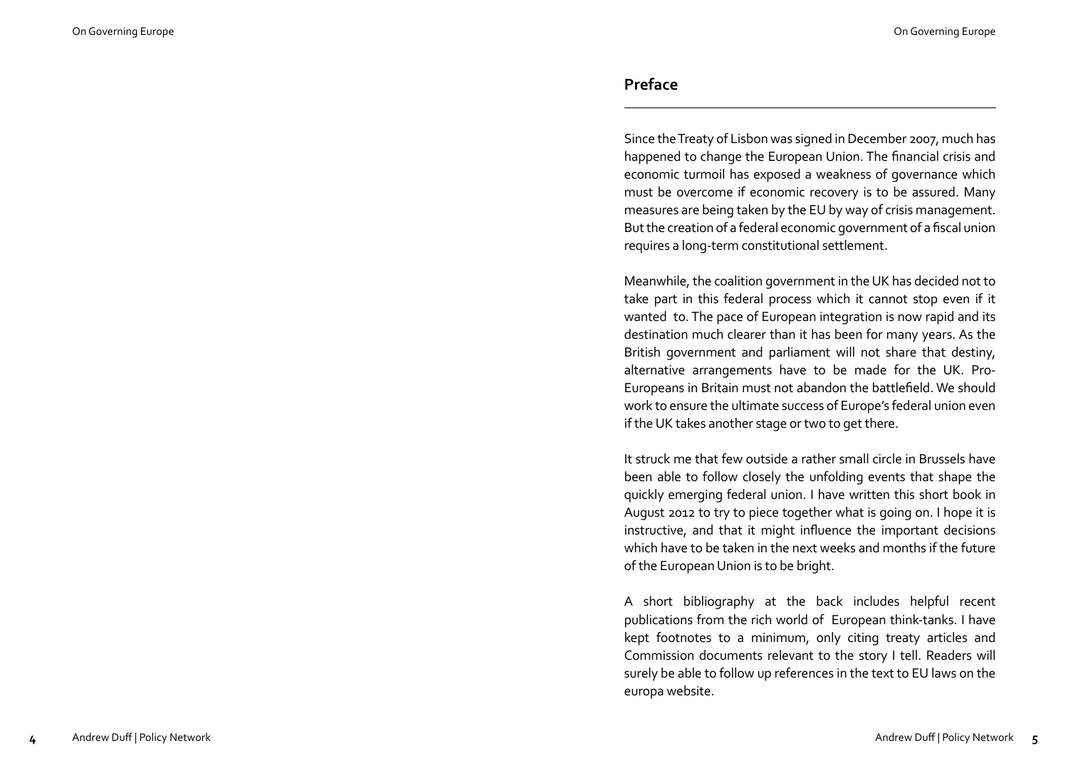## Preface

Since the Treaty of Lisbon was signed in December 2007, much has happened to change the European Union. The financial crisis and economic turmoil has exposed a weakness of governance which must be overcome if economic recovery is to be assured. Many measures are being taken by the EU by way of crisis management. But the creation of a federal economic government of a fiscal union requires a long-term constitutional settlement.

Meanwhile, the coalition government in the UK has decided not to take part in this federal process which it cannot stop even if it wanted to. The pace of European integration is now rapid and its destination much clearer than it has been for many years. As the British government and parliament will not share that destiny, alternative arrangements have to be made for the UK. Pro-Europeans in Britain must not abandon the battlefield. We should work to ensure the ultimate success of Europe's federal union even if the UK takes another stage or two to get there.

It struck me that few outside a rather small circle in Brussels have been able to follow closely the unfolding events that shape the quickly emerging federal union. I have written this short book in August 2012 to try to piece together what is going on. I hope it is instructive, and that it might influence the important decisions which have to be taken in the next weeks and months if the future of the European Union is to be bright.

A short bibliography at the back includes helpful recent publications from the rich world of European think-tanks. I have kept footnotes to a minimum, only citing treaty articles and Commission documents relevant to the story I tell. Readers will surely be able to follow up references in the text to EU laws on the europa website.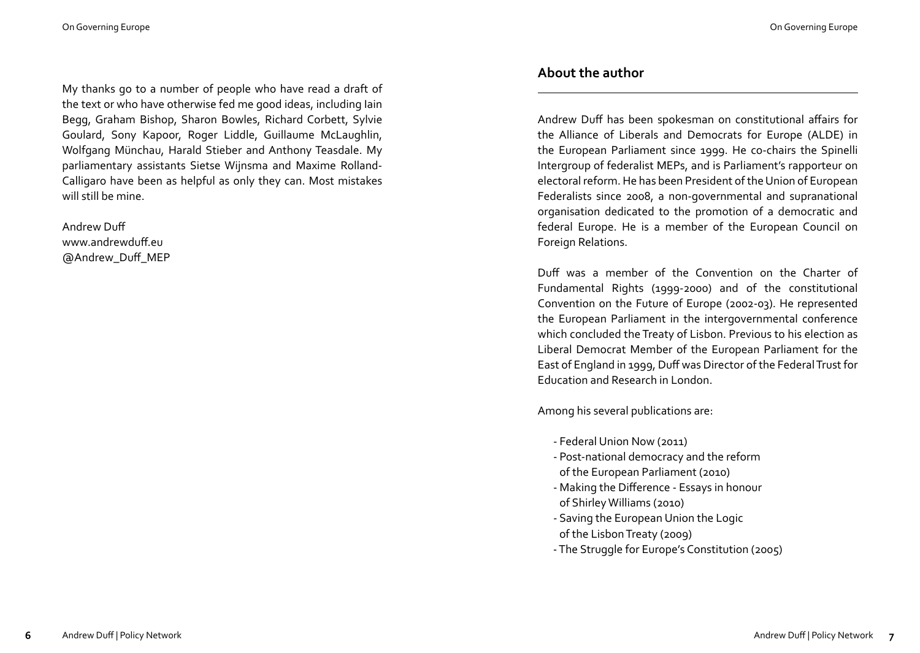My thanks go to a number of people who have read a draft of the text or who have otherwise fed me good ideas, including Iain Begg, Graham Bishop, Sharon Bowles, Richard Corbett, Sylvie Goulard, Sony Kapoor, Roger Liddle, Guillaume McLaughlin, Wolfgang Münchau, Harald Stieber and Anthony Teasdale. My parliamentary assistants Sietse Wijnsma and Maxime Rolland-Calligaro have been as helpful as only they can. Most mistakes will still be mine.

Andrew Duff
www.andrewduff.eu
@Andrew_Duff_MEP

## About the author

Andrew Duff has been spokesman on constitutional affairs for the Alliance of Liberals and Democrats for Europe (ALDE) in the European Parliament since 1999. He co-chairs the Spinelli Intergroup of federalist MEPs, and is Parliament's rapporteur on electoral reform. He has been President of the Union of European Federalists since 2008, a non-governmental and supranational organisation dedicated to the promotion of a democratic and federal Europe. He is a member of the European Council on Foreign Relations.

Duff was a member of the Convention on the Charter of Fundamental Rights (1999-2000) and of the constitutional Convention on the Future of Europe (2002-03). He represented the European Parliament in the intergovernmental conference which concluded the Treaty of Lisbon. Previous to his election as Liberal Democrat Member of the European Parliament for the East of England in 1999, Duff was Director of the Federal Trust for Education and Research in London.

Among his several publications are:

- Federal Union Now (2011)
- Post-national democracy and the reform of the European Parliament (2010)
- Making the Difference - Essays in honour of Shirley Williams (2010)
- Saving the European Union the Logic of the Lisbon Treaty (2009)
- The Struggle for Europe's Constitution (2005)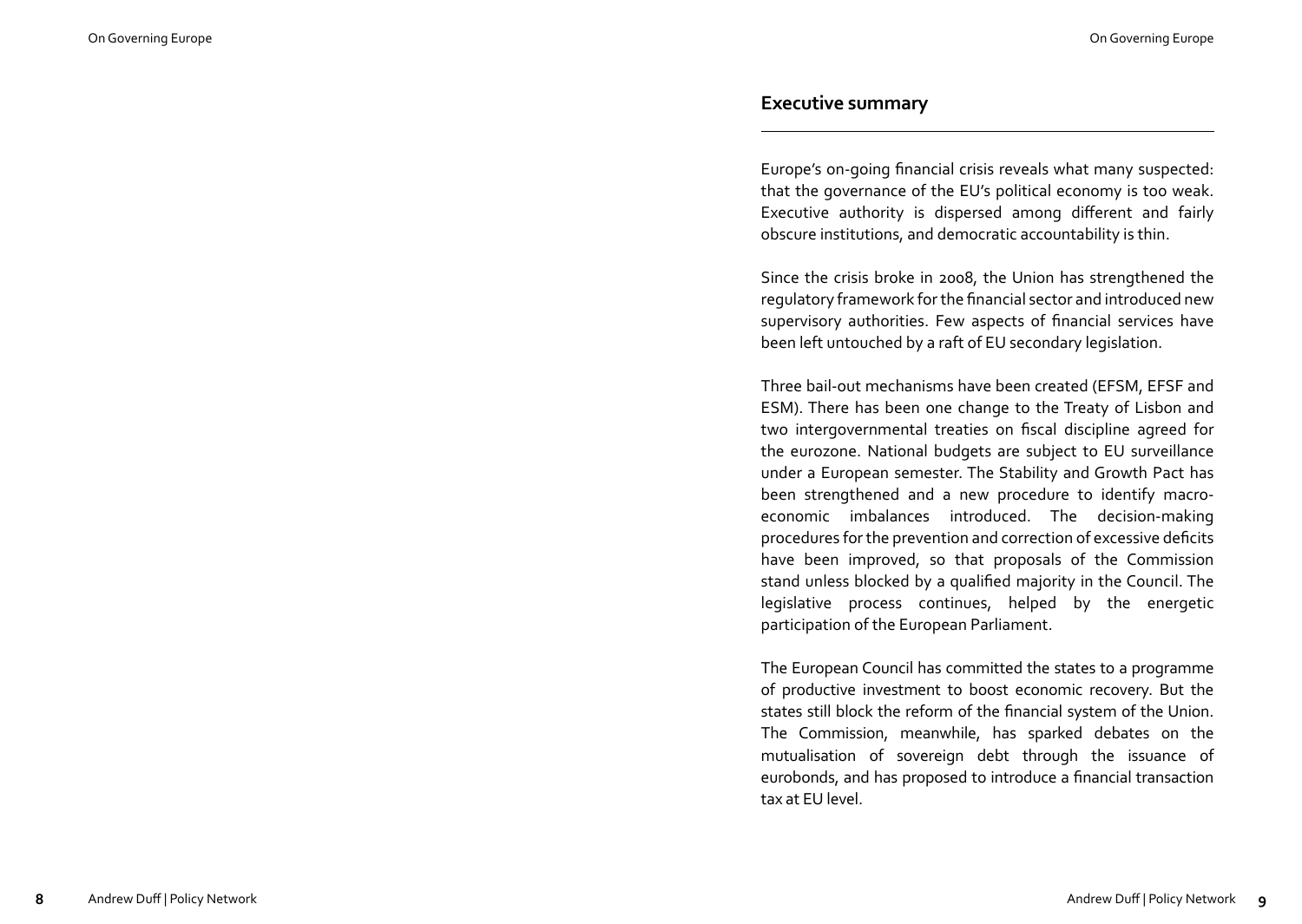## Executive summary

Europe's on-going financial crisis reveals what many suspected: that the governance of the EU's political economy is too weak. Executive authority is dispersed among different and fairly obscure institutions, and democratic accountability is thin.

Since the crisis broke in 2008, the Union has strengthened the regulatory framework for the financial sector and introduced new supervisory authorities. Few aspects of financial services have been left untouched by a raft of EU secondary legislation.

Three bail-out mechanisms have been created (EFSM, EFSF and ESM). There has been one change to the Treaty of Lisbon and two intergovernmental treaties on fiscal discipline agreed for the eurozone. National budgets are subject to EU surveillance under a European semester. The Stability and Growth Pact has been strengthened and a new procedure to identify macro-economic imbalances introduced. The decision-making procedures for the prevention and correction of excessive deficits have been improved, so that proposals of the Commission stand unless blocked by a qualified majority in the Council. The legislative process continues, helped by the energetic participation of the European Parliament.

The European Council has committed the states to a programme of productive investment to boost economic recovery. But the states still block the reform of the financial system of the Union. The Commission, meanwhile, has sparked debates on the mutualisation of sovereign debt through the issuance of eurobonds, and has proposed to introduce a financial transaction tax at EU level.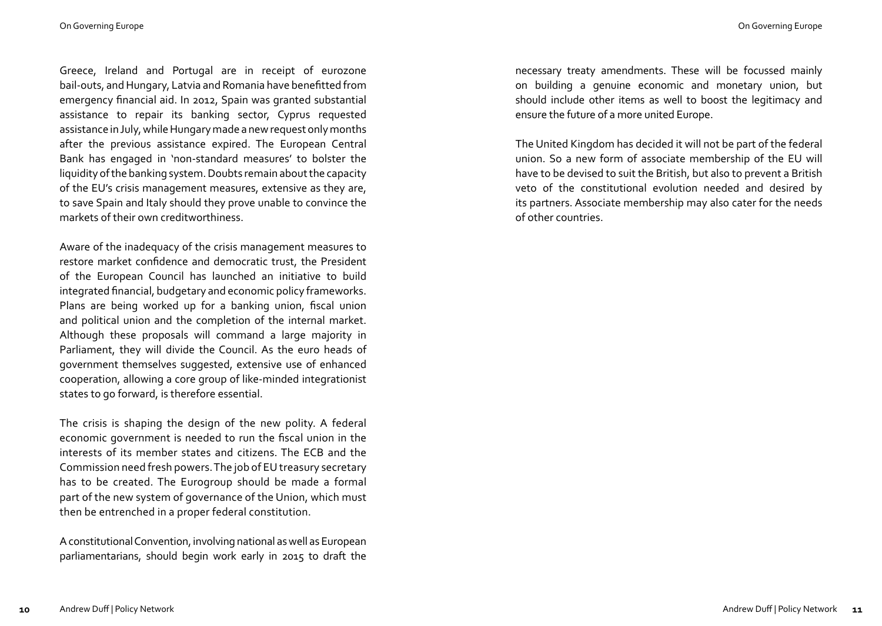Greece, Ireland and Portugal are in receipt of eurozone bail-outs, and Hungary, Latvia and Romania have benefitted from emergency financial aid. In 2012, Spain was granted substantial assistance to repair its banking sector, Cyprus requested assistance in July, while Hungary made a new request only months after the previous assistance expired. The European Central Bank has engaged in 'non-standard measures' to bolster the liquidity of the banking system. Doubts remain about the capacity of the EU's crisis management measures, extensive as they are, to save Spain and Italy should they prove unable to convince the markets of their own creditworthiness.

Aware of the inadequacy of the crisis management measures to restore market confidence and democratic trust, the President of the European Council has launched an initiative to build integrated financial, budgetary and economic policy frameworks. Plans are being worked up for a banking union, fiscal union and political union and the completion of the internal market. Although these proposals will command a large majority in Parliament, they will divide the Council. As the euro heads of government themselves suggested, extensive use of enhanced cooperation, allowing a core group of like-minded integrationist states to go forward, is therefore essential.

The crisis is shaping the design of the new polity. A federal economic government is needed to run the fiscal union in the interests of its member states and citizens. The ECB and the Commission need fresh powers. The job of EU treasury secretary has to be created. The Eurogroup should be made a formal part of the new system of governance of the Union, which must then be entrenched in a proper federal constitution.

A constitutional Convention, involving national as well as European parliamentarians, should begin work early in 2015 to draft the necessary treaty amendments. These will be focussed mainly on building a genuine economic and monetary union, but should include other items as well to boost the legitimacy and ensure the future of a more united Europe.

The United Kingdom has decided it will not be part of the federal union. So a new form of associate membership of the EU will have to be devised to suit the British, but also to prevent a British veto of the constitutional evolution needed and desired by its partners. Associate membership may also cater for the needs of other countries.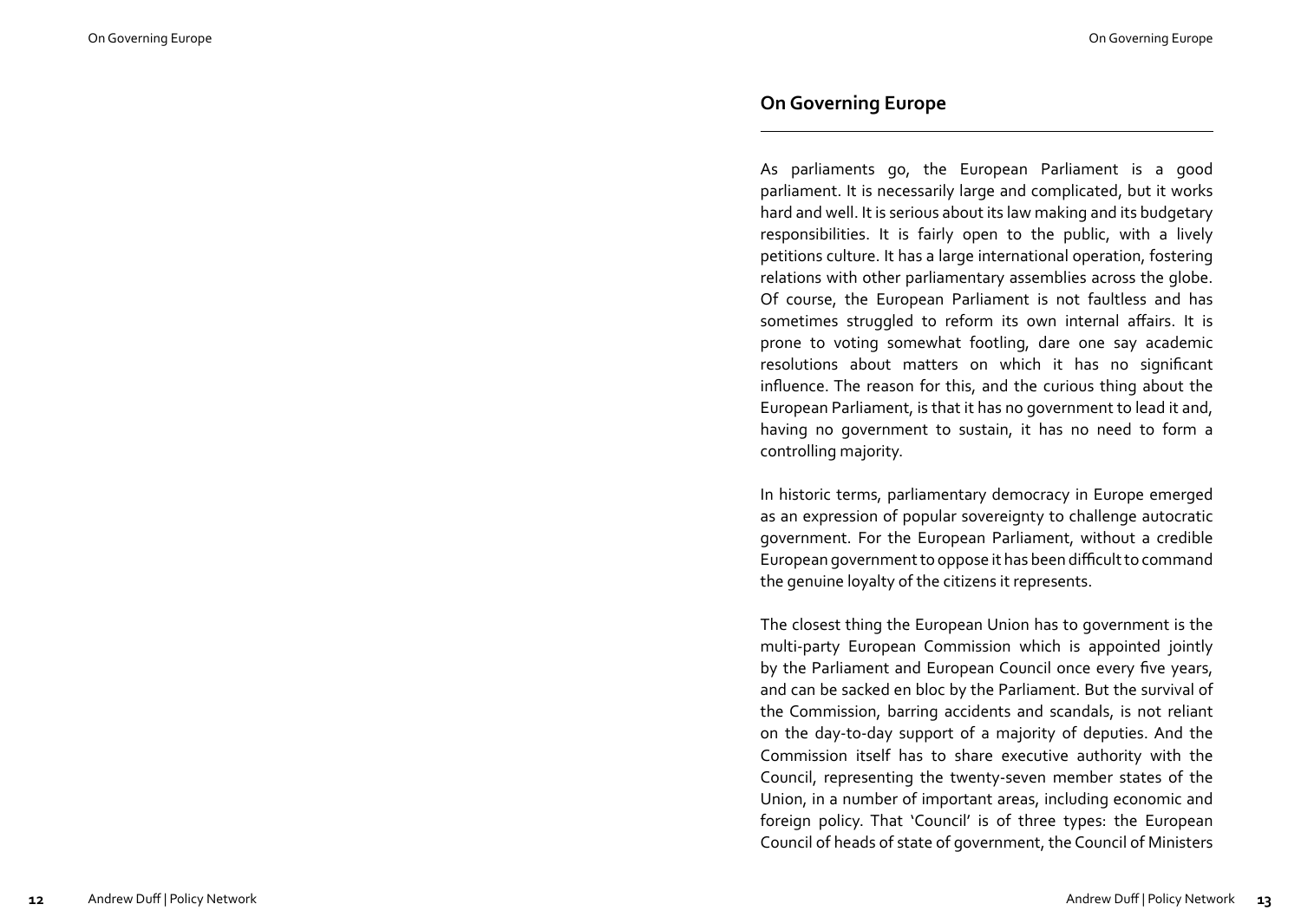## On Governing Europe

As parliaments go, the European Parliament is a good parliament. It is necessarily large and complicated, but it works hard and well. It is serious about its law making and its budgetary responsibilities. It is fairly open to the public, with a lively petitions culture. It has a large international operation, fostering relations with other parliamentary assemblies across the globe. Of course, the European Parliament is not faultless and has sometimes struggled to reform its own internal affairs. It is prone to voting somewhat footling, dare one say academic resolutions about matters on which it has no significant influence. The reason for this, and the curious thing about the European Parliament, is that it has no government to lead it and, having no government to sustain, it has no need to form a controlling majority.

In historic terms, parliamentary democracy in Europe emerged as an expression of popular sovereignty to challenge autocratic government. For the European Parliament, without a credible European government to oppose it has been difficult to command the genuine loyalty of the citizens it represents.

The closest thing the European Union has to government is the multi-party European Commission which is appointed jointly by the Parliament and European Council once every five years, and can be sacked en bloc by the Parliament. But the survival of the Commission, barring accidents and scandals, is not reliant on the day-to-day support of a majority of deputies. And the Commission itself has to share executive authority with the Council, representing the twenty-seven member states of the Union, in a number of important areas, including economic and foreign policy. That 'Council' is of three types: the European Council of heads of state of government, the Council of Ministers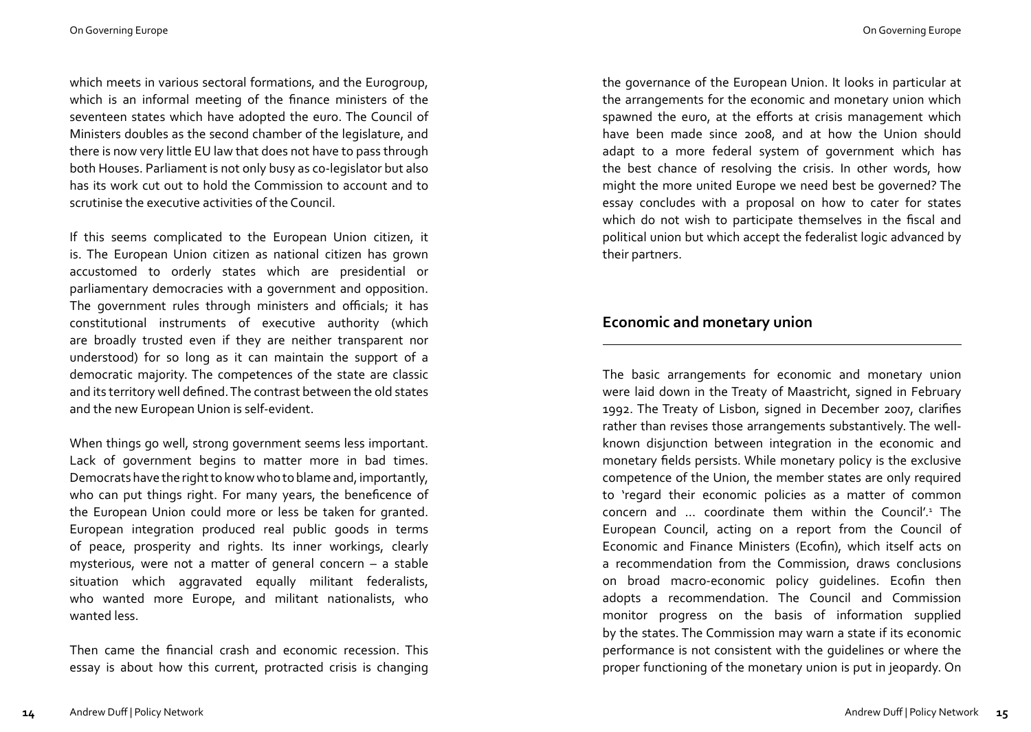which meets in various sectoral formations, and the Eurogroup, which is an informal meeting of the finance ministers of the seventeen states which have adopted the euro. The Council of Ministers doubles as the second chamber of the legislature, and there is now very little EU law that does not have to pass through both Houses. Parliament is not only busy as co-legislator but also has its work cut out to hold the Commission to account and to scrutinise the executive activities of the Council.

If this seems complicated to the European Union citizen, it is. The European Union citizen as national citizen has grown accustomed to orderly states which are presidential or parliamentary democracies with a government and opposition. The government rules through ministers and officials; it has constitutional instruments of executive authority (which are broadly trusted even if they are neither transparent nor understood) for so long as it can maintain the support of a democratic majority. The competences of the state are classic and its territory well defined. The contrast between the old states and the new European Union is self-evident.

When things go well, strong government seems less important. Lack of government begins to matter more in bad times. Democrats have the right to know who to blame and, importantly, who can put things right. For many years, the beneficence of the European Union could more or less be taken for granted. European integration produced real public goods in terms of peace, prosperity and rights. Its inner workings, clearly mysterious, were not a matter of general concern – a stable situation which aggravated equally militant federalists, who wanted more Europe, and militant nationalists, who wanted less.

Then came the financial crash and economic recession. This essay is about how this current, protracted crisis is changing the governance of the European Union. It looks in particular at the arrangements for the economic and monetary union which spawned the euro, at the efforts at crisis management which have been made since 2008, and at how the Union should adapt to a more federal system of government which has the best chance of resolving the crisis. In other words, how might the more united Europe we need best be governed? The essay concludes with a proposal on how to cater for states which do not wish to participate themselves in the fiscal and political union but which accept the federalist logic advanced by their partners.

## Economic and monetary union

The basic arrangements for economic and monetary union were laid down in the Treaty of Maastricht, signed in February 1992. The Treaty of Lisbon, signed in December 2007, clarifies rather than revises those arrangements substantively. The well-known disjunction between integration in the economic and monetary fields persists. While monetary policy is the exclusive competence of the Union, the member states are only required to 'regard their economic policies as a matter of common concern and ... coordinate them within the Council'.[1] The European Council, acting on a report from the Council of Economic and Finance Ministers (Ecofin), which itself acts on a recommendation from the Commission, draws conclusions on broad macro-economic policy guidelines. Ecofin then adopts a recommendation. The Council and Commission monitor progress on the basis of information supplied by the states. The Commission may warn a state if its economic performance is not consistent with the guidelines or where the proper functioning of the monetary union is put in jeopardy. On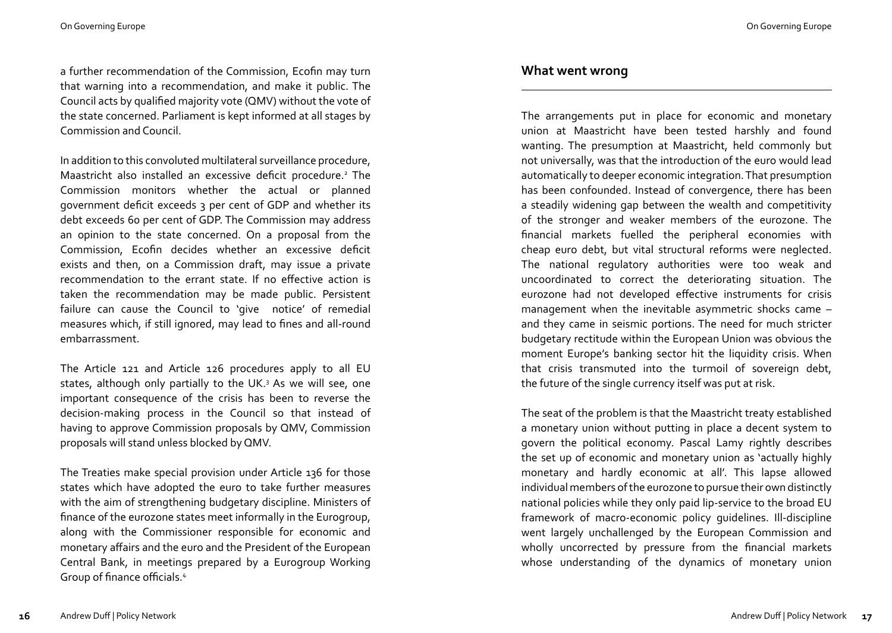a further recommendation of the Commission, Ecofin may turn that warning into a recommendation, and make it public. The Council acts by qualified majority vote (QMV) without the vote of the state concerned. Parliament is kept informed at all stages by Commission and Council.

In addition to this convoluted multilateral surveillance procedure, Maastricht also installed an excessive deficit procedure.[2] The Commission monitors whether the actual or planned government deficit exceeds 3 per cent of GDP and whether its debt exceeds 60 per cent of GDP. The Commission may address an opinion to the state concerned. On a proposal from the Commission, Ecofin decides whether an excessive deficit exists and then, on a Commission draft, may issue a private recommendation to the errant state. If no effective action is taken the recommendation may be made public. Persistent failure can cause the Council to 'give notice' of remedial measures which, if still ignored, may lead to fines and all-round embarrassment.

The Article 121 and Article 126 procedures apply to all EU states, although only partially to the UK.[3] As we will see, one important consequence of the crisis has been to reverse the decision-making process in the Council so that instead of having to approve Commission proposals by QMV, Commission proposals will stand unless blocked by QMV.

The Treaties make special provision under Article 136 for those states which have adopted the euro to take further measures with the aim of strengthening budgetary discipline. Ministers of finance of the eurozone states meet informally in the Eurogroup, along with the Commissioner responsible for economic and monetary affairs and the euro and the President of the European Central Bank, in meetings prepared by a Eurogroup Working Group of finance officials.[4]

## What went wrong

The arrangements put in place for economic and monetary union at Maastricht have been tested harshly and found wanting. The presumption at Maastricht, held commonly but not universally, was that the introduction of the euro would lead automatically to deeper economic integration. That presumption has been confounded. Instead of convergence, there has been a steadily widening gap between the wealth and competitivity of the stronger and weaker members of the eurozone. The financial markets fuelled the peripheral economies with cheap euro debt, but vital structural reforms were neglected. The national regulatory authorities were too weak and uncoordinated to correct the deteriorating situation. The eurozone had not developed effective instruments for crisis management when the inevitable asymmetric shocks came – and they came in seismic portions. The need for much stricter budgetary rectitude within the European Union was obvious the moment Europe's banking sector hit the liquidity crisis. When that crisis transmuted into the turmoil of sovereign debt, the future of the single currency itself was put at risk.

The seat of the problem is that the Maastricht treaty established a monetary union without putting in place a decent system to govern the political economy. Pascal Lamy rightly describes the set up of economic and monetary union as 'actually highly monetary and hardly economic at all'. This lapse allowed individual members of the eurozone to pursue their own distinctly national policies while they only paid lip-service to the broad EU framework of macro-economic policy guidelines. Ill-discipline went largely unchallenged by the European Commission and wholly uncorrected by pressure from the financial markets whose understanding of the dynamics of monetary union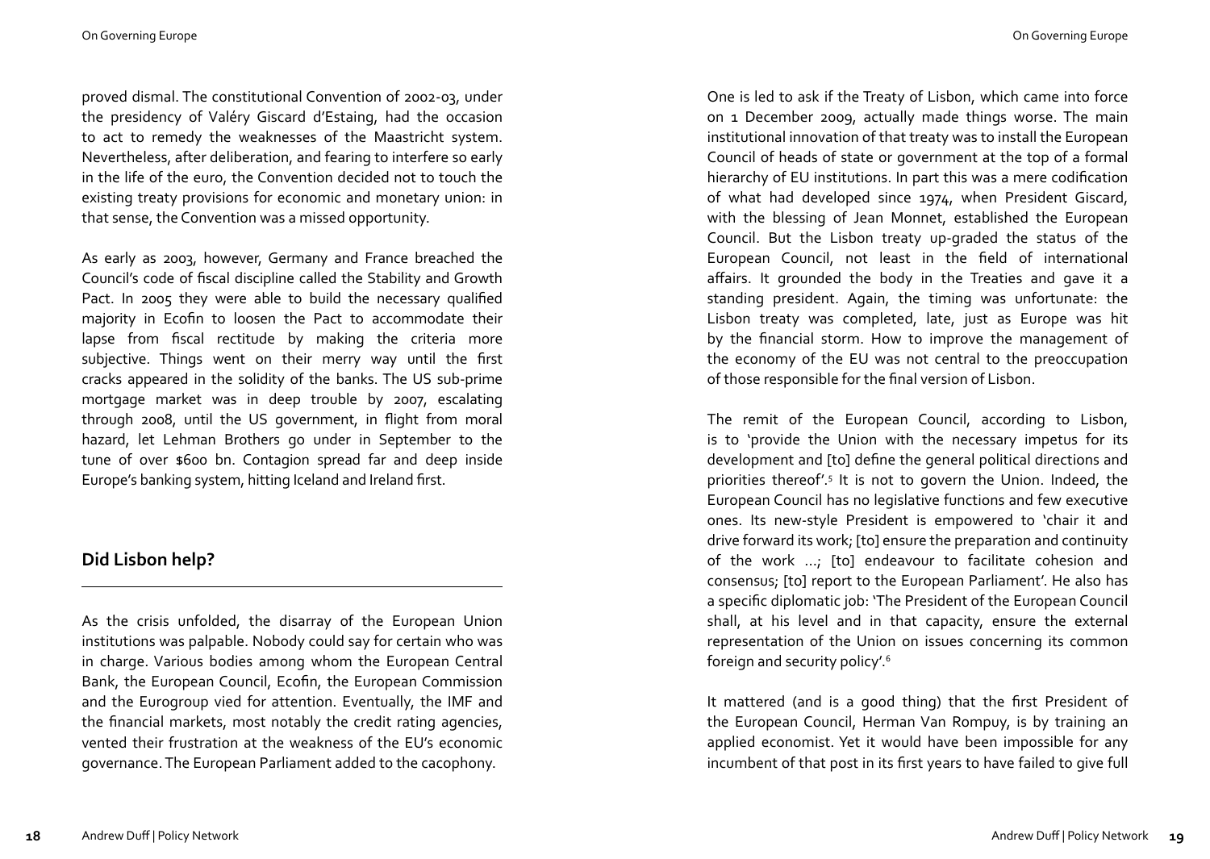proved dismal. The constitutional Convention of 2002-03, under the presidency of Valéry Giscard d'Estaing, had the occasion to act to remedy the weaknesses of the Maastricht system. Nevertheless, after deliberation, and fearing to interfere so early in the life of the euro, the Convention decided not to touch the existing treaty provisions for economic and monetary union: in that sense, the Convention was a missed opportunity.

As early as 2003, however, Germany and France breached the Council's code of fiscal discipline called the Stability and Growth Pact. In 2005 they were able to build the necessary qualified majority in Ecofin to loosen the Pact to accommodate their lapse from fiscal rectitude by making the criteria more subjective. Things went on their merry way until the first cracks appeared in the solidity of the banks. The US sub-prime mortgage market was in deep trouble by 2007, escalating through 2008, until the US government, in flight from moral hazard, let Lehman Brothers go under in September to the tune of over $600 bn. Contagion spread far and deep inside Europe's banking system, hitting Iceland and Ireland first.

## Did Lisbon help?

As the crisis unfolded, the disarray of the European Union institutions was palpable. Nobody could say for certain who was in charge. Various bodies among whom the European Central Bank, the European Council, Ecofin, the European Commission and the Eurogroup vied for attention. Eventually, the IMF and the financial markets, most notably the credit rating agencies, vented their frustration at the weakness of the EU's economic governance. The European Parliament added to the cacophony.

One is led to ask if the Treaty of Lisbon, which came into force on 1 December 2009, actually made things worse. The main institutional innovation of that treaty was to install the European Council of heads of state or government at the top of a formal hierarchy of EU institutions. In part this was a mere codification of what had developed since 1974, when President Giscard, with the blessing of Jean Monnet, established the European Council. But the Lisbon treaty up-graded the status of the European Council, not least in the field of international affairs. It grounded the body in the Treaties and gave it a standing president. Again, the timing was unfortunate: the Lisbon treaty was completed, late, just as Europe was hit by the financial storm. How to improve the management of the economy of the EU was not central to the preoccupation of those responsible for the final version of Lisbon.

The remit of the European Council, according to Lisbon, is to 'provide the Union with the necessary impetus for its development and [to] define the general political directions and priorities thereof'.[5] It is not to govern the Union. Indeed, the European Council has no legislative functions and few executive ones. Its new-style President is empowered to 'chair it and drive forward its work; [to] ensure the preparation and continuity of the work ...; [to] endeavour to facilitate cohesion and consensus; [to] report to the European Parliament'. He also has a specific diplomatic job: 'The President of the European Council shall, at his level and in that capacity, ensure the external representation of the Union on issues concerning its common foreign and security policy'.[6]

It mattered (and is a good thing) that the first President of the European Council, Herman Van Rompuy, is by training an applied economist. Yet it would have been impossible for any incumbent of that post in its first years to have failed to give full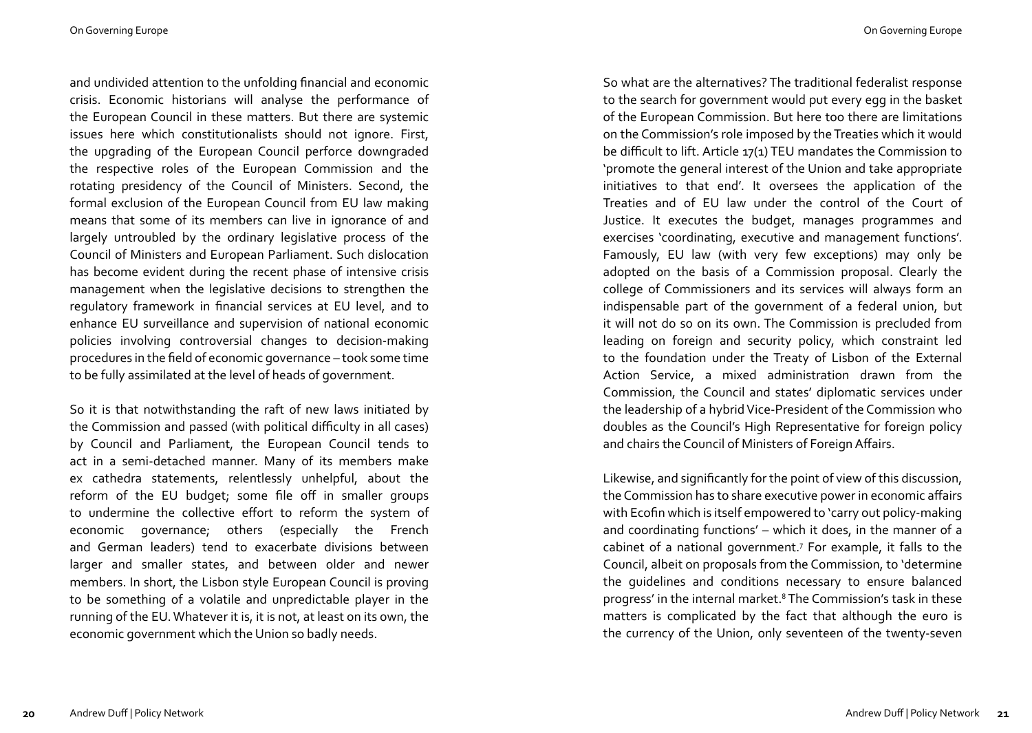and undivided attention to the unfolding financial and economic crisis. Economic historians will analyse the performance of the European Council in these matters. But there are systemic issues here which constitutionalists should not ignore. First, the upgrading of the European Council perforce downgraded the respective roles of the European Commission and the rotating presidency of the Council of Ministers. Second, the formal exclusion of the European Council from EU law making means that some of its members can live in ignorance of and largely untroubled by the ordinary legislative process of the Council of Ministers and European Parliament. Such dislocation has become evident during the recent phase of intensive crisis management when the legislative decisions to strengthen the regulatory framework in financial services at EU level, and to enhance EU surveillance and supervision of national economic policies involving controversial changes to decision-making procedures in the field of economic governance – took some time to be fully assimilated at the level of heads of government.

So it is that notwithstanding the raft of new laws initiated by the Commission and passed (with political difficulty in all cases) by Council and Parliament, the European Council tends to act in a semi-detached manner. Many of its members make ex cathedra statements, relentlessly unhelpful, about the reform of the EU budget; some file off in smaller groups to undermine the collective effort to reform the system of economic governance; others (especially the French and German leaders) tend to exacerbate divisions between larger and smaller states, and between older and newer members. In short, the Lisbon style European Council is proving to be something of a volatile and unpredictable player in the running of the EU. Whatever it is, it is not, at least on its own, the economic government which the Union so badly needs.

So what are the alternatives? The traditional federalist response to the search for government would put every egg in the basket of the European Commission. But here too there are limitations on the Commission's role imposed by the Treaties which it would be difficult to lift. Article 17(1) TEU mandates the Commission to 'promote the general interest of the Union and take appropriate initiatives to that end'. It oversees the application of the Treaties and of EU law under the control of the Court of Justice. It executes the budget, manages programmes and exercises 'coordinating, executive and management functions'. Famously, EU law (with very few exceptions) may only be adopted on the basis of a Commission proposal. Clearly the college of Commissioners and its services will always form an indispensable part of the government of a federal union, but it will not do so on its own. The Commission is precluded from leading on foreign and security policy, which constraint led to the foundation under the Treaty of Lisbon of the External Action Service, a mixed administration drawn from the Commission, the Council and states' diplomatic services under the leadership of a hybrid Vice-President of the Commission who doubles as the Council's High Representative for foreign policy and chairs the Council of Ministers of Foreign Affairs.

Likewise, and significantly for the point of view of this discussion, the Commission has to share executive power in economic affairs with Ecofin which is itself empowered to 'carry out policy-making and coordinating functions' – which it does, in the manner of a cabinet of a national government.[7] For example, it falls to the Council, albeit on proposals from the Commission, to 'determine the guidelines and conditions necessary to ensure balanced progress' in the internal market.[8] The Commission's task in these matters is complicated by the fact that although the euro is the currency of the Union, only seventeen of the twenty-seven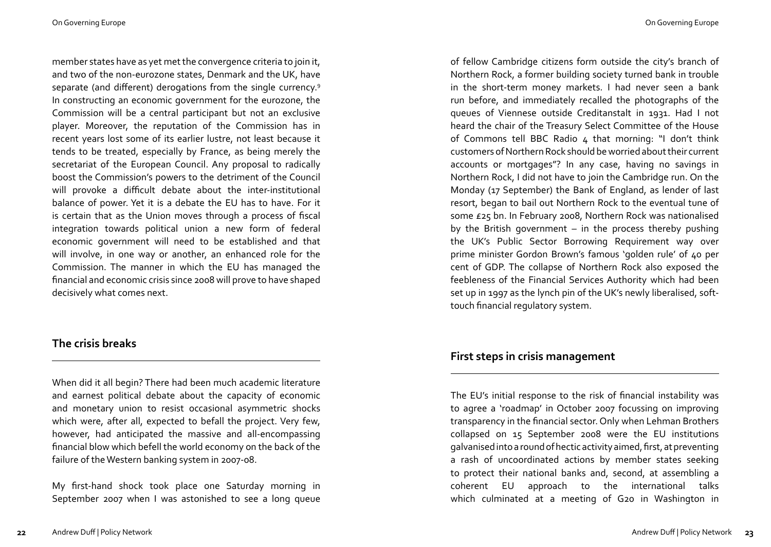member states have as yet met the convergence criteria to join it, and two of the non-eurozone states, Denmark and the UK, have separate (and different) derogations from the single currency.[9] In constructing an economic government for the eurozone, the Commission will be a central participant but not an exclusive player. Moreover, the reputation of the Commission has in recent years lost some of its earlier lustre, not least because it tends to be treated, especially by France, as being merely the secretariat of the European Council. Any proposal to radically boost the Commission's powers to the detriment of the Council will provoke a difficult debate about the inter-institutional balance of power. Yet it is a debate the EU has to have. For it is certain that as the Union moves through a process of fiscal integration towards political union a new form of federal economic government will need to be established and that will involve, in one way or another, an enhanced role for the Commission. The manner in which the EU has managed the financial and economic crisis since 2008 will prove to have shaped decisively what comes next.

## The crisis breaks

When did it all begin? There had been much academic literature and earnest political debate about the capacity of economic and monetary union to resist occasional asymmetric shocks which were, after all, expected to befall the project. Very few, however, had anticipated the massive and all-encompassing financial blow which befell the world economy on the back of the failure of the Western banking system in 2007-08.

My first-hand shock took place one Saturday morning in September 2007 when I was astonished to see a long queue of fellow Cambridge citizens form outside the city's branch of Northern Rock, a former building society turned bank in trouble in the short-term money markets. I had never seen a bank run before, and immediately recalled the photographs of the queues of Viennese outside Creditanstalt in 1931. Had I not heard the chair of the Treasury Select Committee of the House of Commons tell BBC Radio 4 that morning: "I don't think customers of Northern Rock should be worried about their current accounts or mortgages"? In any case, having no savings in Northern Rock, I did not have to join the Cambridge run. On the Monday (17 September) the Bank of England, as lender of last resort, began to bail out Northern Rock to the eventual tune of some £25 bn. In February 2008, Northern Rock was nationalised by the British government – in the process thereby pushing the UK's Public Sector Borrowing Requirement way over prime minister Gordon Brown's famous 'golden rule' of 40 per cent of GDP. The collapse of Northern Rock also exposed the feebleness of the Financial Services Authority which had been set up in 1997 as the lynch pin of the UK's newly liberalised, soft-touch financial regulatory system.

## First steps in crisis management

The EU's initial response to the risk of financial instability was to agree a 'roadmap' in October 2007 focussing on improving transparency in the financial sector. Only when Lehman Brothers collapsed on 15 September 2008 were the EU institutions galvanised into a round of hectic activity aimed, first, at preventing a rash of uncoordinated actions by member states seeking to protect their national banks and, second, at assembling a coherent EU approach to the international talks which culminated at a meeting of G20 in Washington in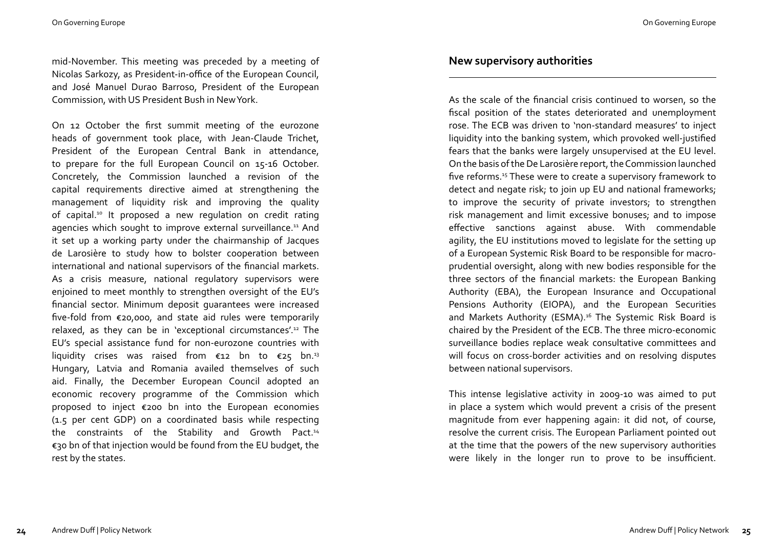mid-November. This meeting was preceded by a meeting of Nicolas Sarkozy, as President-in-office of the European Council, and José Manuel Durao Barroso, President of the European Commission, with US President Bush in New York.

On 12 October the first summit meeting of the eurozone heads of government took place, with Jean-Claude Trichet, President of the European Central Bank in attendance, to prepare for the full European Council on 15-16 October. Concretely, the Commission launched a revision of the capital requirements directive aimed at strengthening the management of liquidity risk and improving the quality of capital.[10] It proposed a new regulation on credit rating agencies which sought to improve external surveillance.[11] And it set up a working party under the chairmanship of Jacques de Larosière to study how to bolster cooperation between international and national supervisors of the financial markets. As a crisis measure, national regulatory supervisors were enjoined to meet monthly to strengthen oversight of the EU's financial sector. Minimum deposit guarantees were increased five-fold from €20,000, and state aid rules were temporarily relaxed, as they can be in 'exceptional circumstances'.[12] The EU's special assistance fund for non-eurozone countries with liquidity crises was raised from €12 bn to €25 bn.[13] Hungary, Latvia and Romania availed themselves of such aid. Finally, the December European Council adopted an economic recovery programme of the Commission which proposed to inject €200 bn into the European economies (1.5 per cent GDP) on a coordinated basis while respecting the constraints of the Stability and Growth Pact.[14] €30 bn of that injection would be found from the EU budget, the rest by the states.

## New supervisory authorities

As the scale of the financial crisis continued to worsen, so the fiscal position of the states deteriorated and unemployment rose. The ECB was driven to 'non-standard measures' to inject liquidity into the banking system, which provoked well-justified fears that the banks were largely unsupervised at the EU level. On the basis of the De Larosière report, the Commission launched five reforms.[15] These were to create a supervisory framework to detect and negate risk; to join up EU and national frameworks; to improve the security of private investors; to strengthen risk management and limit excessive bonuses; and to impose effective sanctions against abuse. With commendable agility, the EU institutions moved to legislate for the setting up of a European Systemic Risk Board to be responsible for macro-prudential oversight, along with new bodies responsible for the three sectors of the financial markets: the European Banking Authority (EBA), the European Insurance and Occupational Pensions Authority (EIOPA), and the European Securities and Markets Authority (ESMA).[16] The Systemic Risk Board is chaired by the President of the ECB. The three micro-economic surveillance bodies replace weak consultative committees and will focus on cross-border activities and on resolving disputes between national supervisors.

This intense legislative activity in 2009-10 was aimed to put in place a system which would prevent a crisis of the present magnitude from ever happening again: it did not, of course, resolve the current crisis. The European Parliament pointed out at the time that the powers of the new supervisory authorities were likely in the longer run to prove to be insufficient.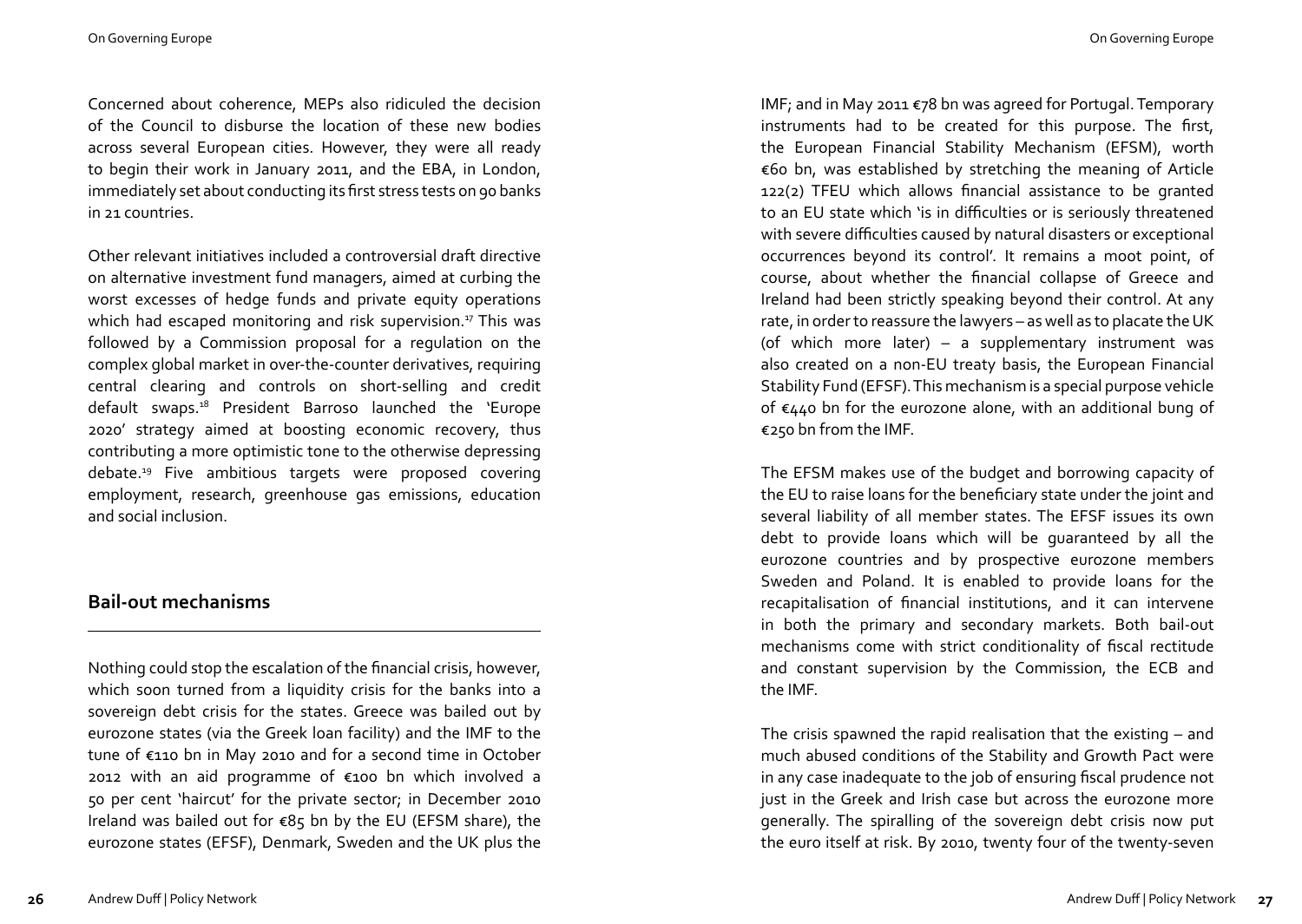Concerned about coherence, MEPs also ridiculed the decision of the Council to disburse the location of these new bodies across several European cities. However, they were all ready to begin their work in January 2011, and the EBA, in London, immediately set about conducting its first stress tests on 90 banks in 21 countries.

Other relevant initiatives included a controversial draft directive on alternative investment fund managers, aimed at curbing the worst excesses of hedge funds and private equity operations which had escaped monitoring and risk supervision.[17] This was followed by a Commission proposal for a regulation on the complex global market in over-the-counter derivatives, requiring central clearing and controls on short-selling and credit default swaps.[18] President Barroso launched the 'Europe 2020' strategy aimed at boosting economic recovery, thus contributing a more optimistic tone to the otherwise depressing debate.[19] Five ambitious targets were proposed covering employment, research, greenhouse gas emissions, education and social inclusion.

## Bail-out mechanisms

Nothing could stop the escalation of the financial crisis, however, which soon turned from a liquidity crisis for the banks into a sovereign debt crisis for the states. Greece was bailed out by eurozone states (via the Greek loan facility) and the IMF to the tune of €110 bn in May 2010 and for a second time in October 2012 with an aid programme of €100 bn which involved a 50 per cent 'haircut' for the private sector; in December 2010 Ireland was bailed out for €85 bn by the EU (EFSM share), the eurozone states (EFSF), Denmark, Sweden and the UK plus the IMF; and in May 2011 €78 bn was agreed for Portugal. Temporary instruments had to be created for this purpose. The first, the European Financial Stability Mechanism (EFSM), worth €60 bn, was established by stretching the meaning of Article 122(2) TFEU which allows financial assistance to be granted to an EU state which 'is in difficulties or is seriously threatened with severe difficulties caused by natural disasters or exceptional occurrences beyond its control'. It remains a moot point, of course, about whether the financial collapse of Greece and Ireland had been strictly speaking beyond their control. At any rate, in order to reassure the lawyers – as well as to placate the UK (of which more later) – a supplementary instrument was also created on a non-EU treaty basis, the European Financial Stability Fund (EFSF). This mechanism is a special purpose vehicle of €440 bn for the eurozone alone, with an additional bung of €250 bn from the IMF.

The EFSM makes use of the budget and borrowing capacity of the EU to raise loans for the beneficiary state under the joint and several liability of all member states. The EFSF issues its own debt to provide loans which will be guaranteed by all the eurozone countries and by prospective eurozone members Sweden and Poland. It is enabled to provide loans for the recapitalisation of financial institutions, and it can intervene in both the primary and secondary markets. Both bail-out mechanisms come with strict conditionality of fiscal rectitude and constant supervision by the Commission, the ECB and the IMF.

The crisis spawned the rapid realisation that the existing – and much abused conditions of the Stability and Growth Pact were in any case inadequate to the job of ensuring fiscal prudence not just in the Greek and Irish case but across the eurozone more generally. The spiralling of the sovereign debt crisis now put the euro itself at risk. By 2010, twenty four of the twenty-seven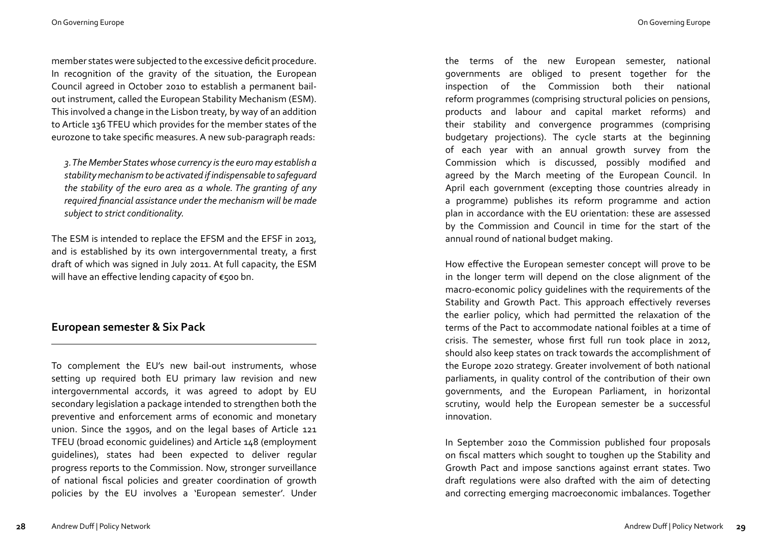member states were subjected to the excessive deficit procedure. In recognition of the gravity of the situation, the European Council agreed in October 2010 to establish a permanent bail-out instrument, called the European Stability Mechanism (ESM). This involved a change in the Lisbon treaty, by way of an addition to Article 136 TFEU which provides for the member states of the eurozone to take specific measures. A new sub-paragraph reads:

> *3. The Member States whose currency is the euro may establish a stability mechanism to be activated if indispensable to safeguard the stability of the euro area as a whole. The granting of any required financial assistance under the mechanism will be made subject to strict conditionality.*

The ESM is intended to replace the EFSM and the EFSF in 2013, and is established by its own intergovernmental treaty, a first draft of which was signed in July 2011. At full capacity, the ESM will have an effective lending capacity of €500 bn.

## European semester & Six Pack

To complement the EU's new bail-out instruments, whose setting up required both EU primary law revision and new intergovernmental accords, it was agreed to adopt by EU secondary legislation a package intended to strengthen both the preventive and enforcement arms of economic and monetary union. Since the 1990s, and on the legal bases of Article 121 TFEU (broad economic guidelines) and Article 148 (employment guidelines), states had been expected to deliver regular progress reports to the Commission. Now, stronger surveillance of national fiscal policies and greater coordination of growth policies by the EU involves a 'European semester'. Under the terms of the new European semester, national governments are obliged to present together for the inspection of the Commission both their national reform programmes (comprising structural policies on pensions, products and labour and capital market reforms) and their stability and convergence programmes (comprising budgetary projections). The cycle starts at the beginning of each year with an annual growth survey from the Commission which is discussed, possibly modified and agreed by the March meeting of the European Council. In April each government (excepting those countries already in a programme) publishes its reform programme and action plan in accordance with the EU orientation: these are assessed by the Commission and Council in time for the start of the annual round of national budget making.

How effective the European semester concept will prove to be in the longer term will depend on the close alignment of the macro-economic policy guidelines with the requirements of the Stability and Growth Pact. This approach effectively reverses the earlier policy, which had permitted the relaxation of the terms of the Pact to accommodate national foibles at a time of crisis. The semester, whose first full run took place in 2012, should also keep states on track towards the accomplishment of the Europe 2020 strategy. Greater involvement of both national parliaments, in quality control of the contribution of their own governments, and the European Parliament, in horizontal scrutiny, would help the European semester be a successful innovation.

In September 2010 the Commission published four proposals on fiscal matters which sought to toughen up the Stability and Growth Pact and impose sanctions against errant states. Two draft regulations were also drafted with the aim of detecting and correcting emerging macroeconomic imbalances. Together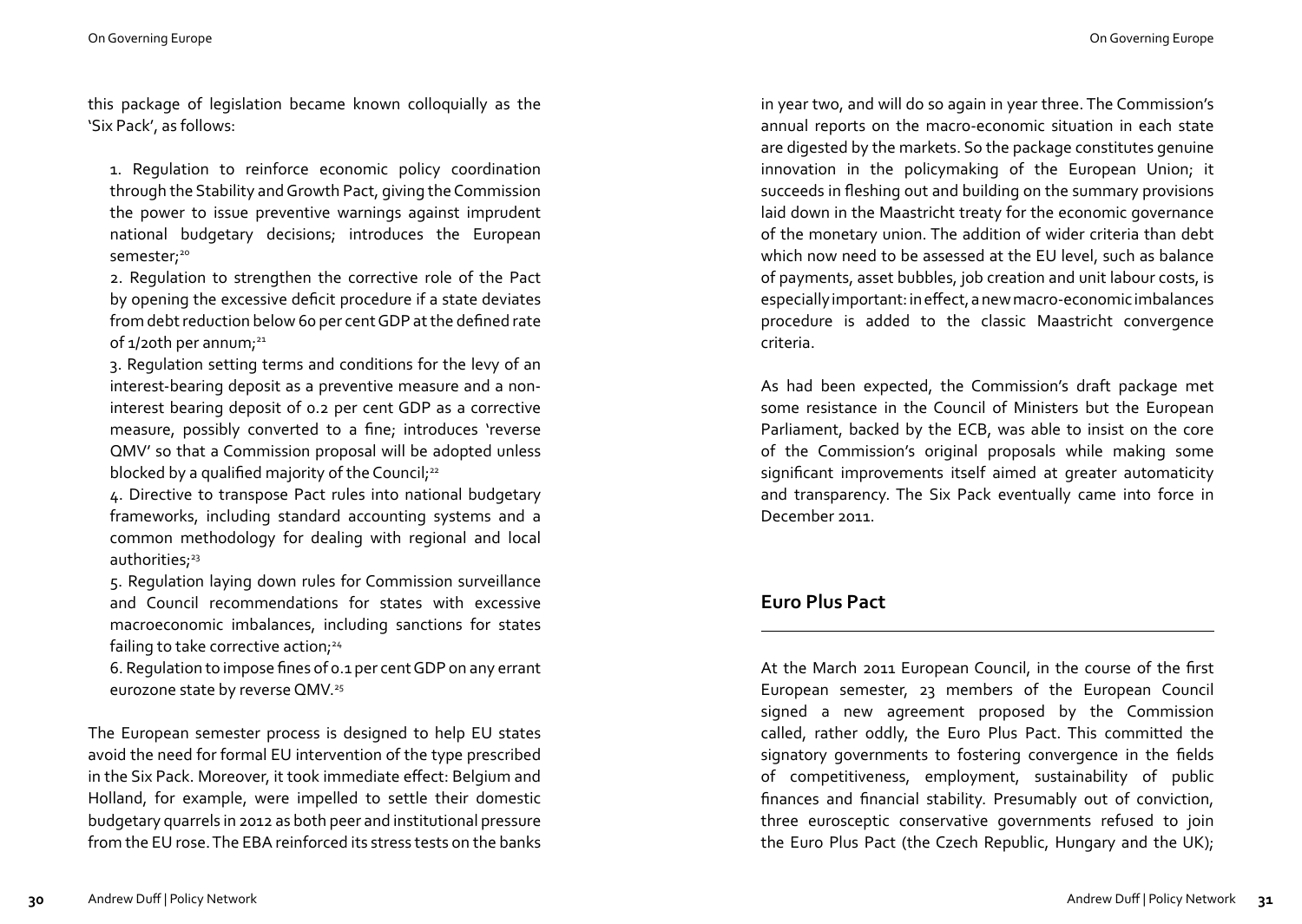this package of legislation became known colloquially as the 'Six Pack', as follows:

1. Regulation to reinforce economic policy coordination through the Stability and Growth Pact, giving the Commission the power to issue preventive warnings against imprudent national budgetary decisions; introduces the European semester;[20]
2. Regulation to strengthen the corrective role of the Pact by opening the excessive deficit procedure if a state deviates from debt reduction below 60 per cent GDP at the defined rate of 1/20th per annum;[21]
3. Regulation setting terms and conditions for the levy of an interest-bearing deposit as a preventive measure and a non-interest bearing deposit of 0.2 per cent GDP as a corrective measure, possibly converted to a fine; introduces 'reverse QMV' so that a Commission proposal will be adopted unless blocked by a qualified majority of the Council;[22]
4. Directive to transpose Pact rules into national budgetary frameworks, including standard accounting systems and a common methodology for dealing with regional and local authorities;[23]
5. Regulation laying down rules for Commission surveillance and Council recommendations for states with excessive macroeconomic imbalances, including sanctions for states failing to take corrective action;[24]
6. Regulation to impose fines of 0.1 per cent GDP on any errant eurozone state by reverse QMV.[25]

The European semester process is designed to help EU states avoid the need for formal EU intervention of the type prescribed in the Six Pack. Moreover, it took immediate effect: Belgium and Holland, for example, were impelled to settle their domestic budgetary quarrels in 2012 as both peer and institutional pressure from the EU rose. The EBA reinforced its stress tests on the banks in year two, and will do so again in year three. The Commission's annual reports on the macro-economic situation in each state are digested by the markets. So the package constitutes genuine innovation in the policymaking of the European Union; it succeeds in fleshing out and building on the summary provisions laid down in the Maastricht treaty for the economic governance of the monetary union. The addition of wider criteria than debt which now need to be assessed at the EU level, such as balance of payments, asset bubbles, job creation and unit labour costs, is especially important: in effect, a new macro-economic imbalances procedure is added to the classic Maastricht convergence criteria.

As had been expected, the Commission's draft package met some resistance in the Council of Ministers but the European Parliament, backed by the ECB, was able to insist on the core of the Commission's original proposals while making some significant improvements itself aimed at greater automaticity and transparency. The Six Pack eventually came into force in December 2011.

## Euro Plus Pact

At the March 2011 European Council, in the course of the first European semester, 23 members of the European Council signed a new agreement proposed by the Commission called, rather oddly, the Euro Plus Pact. This committed the signatory governments to fostering convergence in the fields of competitiveness, employment, sustainability of public finances and financial stability. Presumably out of conviction, three eurosceptic conservative governments refused to join the Euro Plus Pact (the Czech Republic, Hungary and the UK);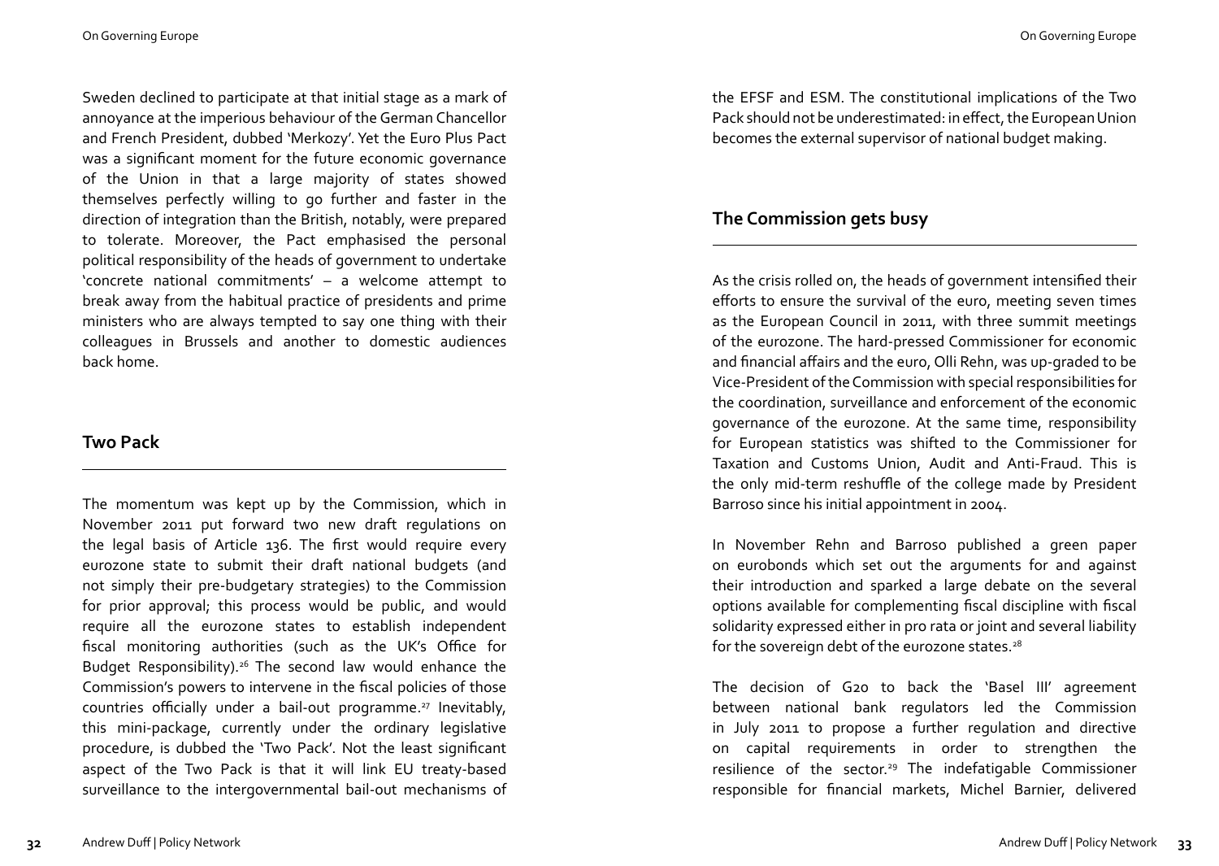Sweden declined to participate at that initial stage as a mark of annoyance at the imperious behaviour of the German Chancellor and French President, dubbed 'Merkozy'. Yet the Euro Plus Pact was a significant moment for the future economic governance of the Union in that a large majority of states showed themselves perfectly willing to go further and faster in the direction of integration than the British, notably, were prepared to tolerate. Moreover, the Pact emphasised the personal political responsibility of the heads of government to undertake 'concrete national commitments' – a welcome attempt to break away from the habitual practice of presidents and prime ministers who are always tempted to say one thing with their colleagues in Brussels and another to domestic audiences back home.

## Two Pack

The momentum was kept up by the Commission, which in November 2011 put forward two new draft regulations on the legal basis of Article 136. The first would require every eurozone state to submit their draft national budgets (and not simply their pre-budgetary strategies) to the Commission for prior approval; this process would be public, and would require all the eurozone states to establish independent fiscal monitoring authorities (such as the UK's Office for Budget Responsibility).[26] The second law would enhance the Commission's powers to intervene in the fiscal policies of those countries officially under a bail-out programme.[27] Inevitably, this mini-package, currently under the ordinary legislative procedure, is dubbed the 'Two Pack'. Not the least significant aspect of the Two Pack is that it will link EU treaty-based surveillance to the intergovernmental bail-out mechanisms of the EFSF and ESM. The constitutional implications of the Two Pack should not be underestimated: in effect, the European Union becomes the external supervisor of national budget making.

## The Commission gets busy

As the crisis rolled on, the heads of government intensified their efforts to ensure the survival of the euro, meeting seven times as the European Council in 2011, with three summit meetings of the eurozone. The hard-pressed Commissioner for economic and financial affairs and the euro, Olli Rehn, was up-graded to be Vice-President of the Commission with special responsibilities for the coordination, surveillance and enforcement of the economic governance of the eurozone. At the same time, responsibility for European statistics was shifted to the Commissioner for Taxation and Customs Union, Audit and Anti-Fraud. This is the only mid-term reshuffle of the college made by President Barroso since his initial appointment in 2004.

In November Rehn and Barroso published a green paper on eurobonds which set out the arguments for and against their introduction and sparked a large debate on the several options available for complementing fiscal discipline with fiscal solidarity expressed either in pro rata or joint and several liability for the sovereign debt of the eurozone states.[28]

The decision of G20 to back the 'Basel III' agreement between national bank regulators led the Commission in July 2011 to propose a further regulation and directive on capital requirements in order to strengthen the resilience of the sector.[29] The indefatigable Commissioner responsible for financial markets, Michel Barnier, delivered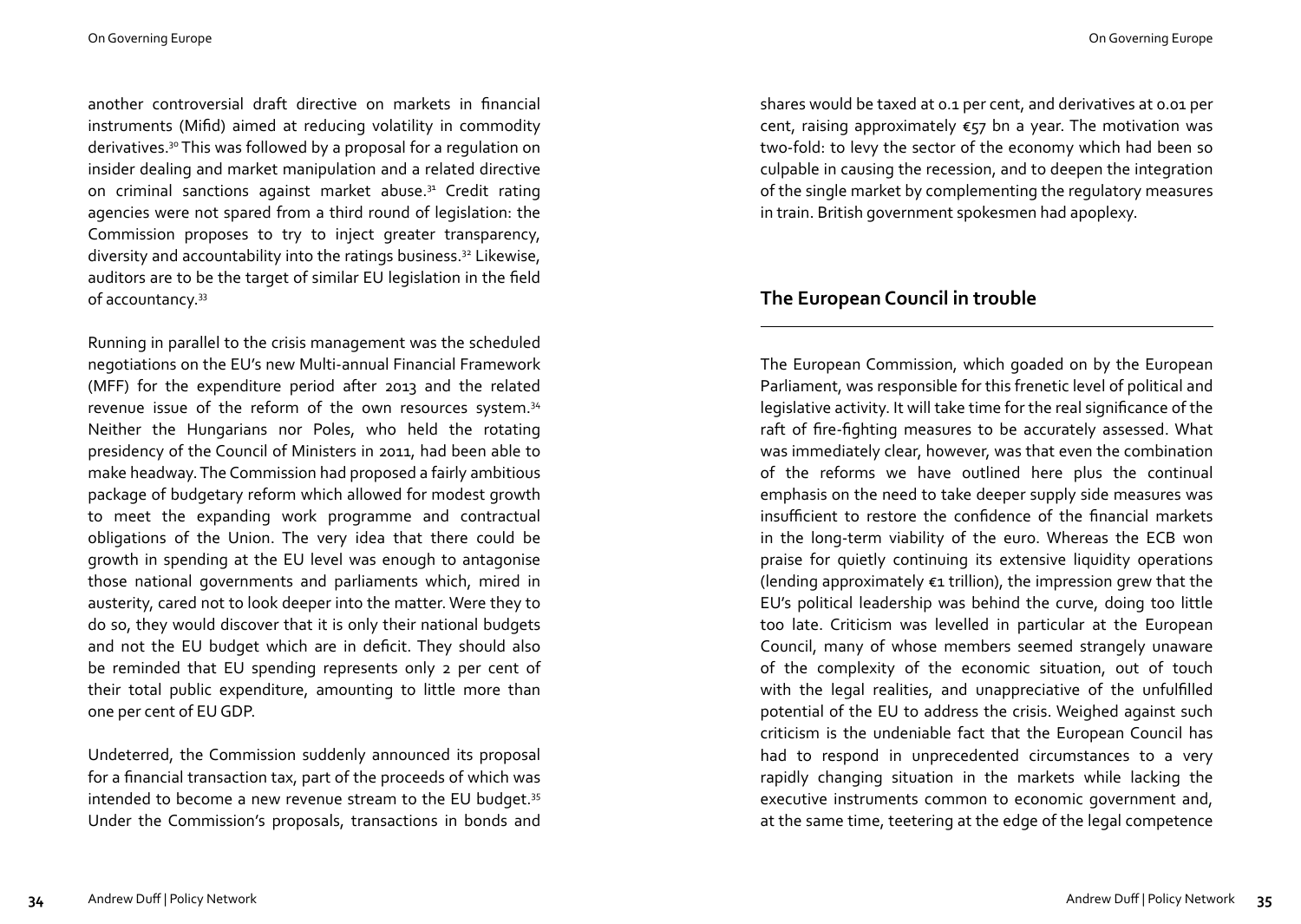another controversial draft directive on markets in financial instruments (Mifid) aimed at reducing volatility in commodity derivatives.[30] This was followed by a proposal for a regulation on insider dealing and market manipulation and a related directive on criminal sanctions against market abuse.[31] Credit rating agencies were not spared from a third round of legislation: the Commission proposes to try to inject greater transparency, diversity and accountability into the ratings business.[32] Likewise, auditors are to be the target of similar EU legislation in the field of accountancy.[33]

Running in parallel to the crisis management was the scheduled negotiations on the EU's new Multi-annual Financial Framework (MFF) for the expenditure period after 2013 and the related revenue issue of the reform of the own resources system.[34] Neither the Hungarians nor Poles, who held the rotating presidency of the Council of Ministers in 2011, had been able to make headway. The Commission had proposed a fairly ambitious package of budgetary reform which allowed for modest growth to meet the expanding work programme and contractual obligations of the Union. The very idea that there could be growth in spending at the EU level was enough to antagonise those national governments and parliaments which, mired in austerity, cared not to look deeper into the matter. Were they to do so, they would discover that it is only their national budgets and not the EU budget which are in deficit. They should also be reminded that EU spending represents only 2 per cent of their total public expenditure, amounting to little more than one per cent of EU GDP.

Undeterred, the Commission suddenly announced its proposal for a financial transaction tax, part of the proceeds of which was intended to become a new revenue stream to the EU budget.[35] Under the Commission's proposals, transactions in bonds and shares would be taxed at 0.1 per cent, and derivatives at 0.01 per cent, raising approximately €57 bn a year. The motivation was two-fold: to levy the sector of the economy which had been so culpable in causing the recession, and to deepen the integration of the single market by complementing the regulatory measures in train. British government spokesmen had apoplexy.

## The European Council in trouble

The European Commission, which goaded on by the European Parliament, was responsible for this frenetic level of political and legislative activity. It will take time for the real significance of the raft of fire-fighting measures to be accurately assessed. What was immediately clear, however, was that even the combination of the reforms we have outlined here plus the continual emphasis on the need to take deeper supply side measures was insufficient to restore the confidence of the financial markets in the long-term viability of the euro. Whereas the ECB won praise for quietly continuing its extensive liquidity operations (lending approximately €1 trillion), the impression grew that the EU's political leadership was behind the curve, doing too little too late. Criticism was levelled in particular at the European Council, many of whose members seemed strangely unaware of the complexity of the economic situation, out of touch with the legal realities, and unappreciative of the unfulfilled potential of the EU to address the crisis. Weighed against such criticism is the undeniable fact that the European Council has had to respond in unprecedented circumstances to a very rapidly changing situation in the markets while lacking the executive instruments common to economic government and, at the same time, teetering at the edge of the legal competence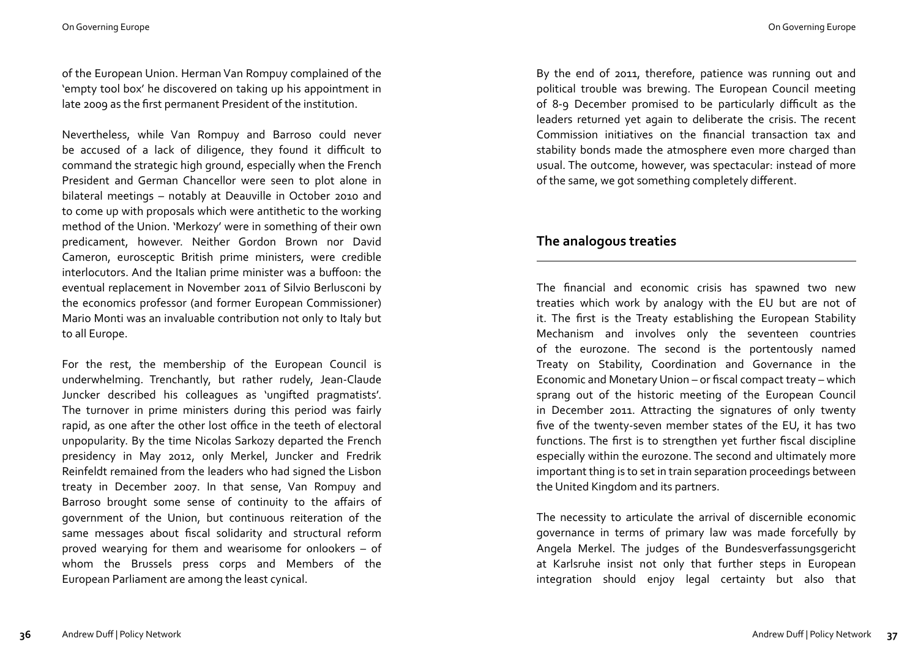of the European Union. Herman Van Rompuy complained of the 'empty tool box' he discovered on taking up his appointment in late 2009 as the first permanent President of the institution.

Nevertheless, while Van Rompuy and Barroso could never be accused of a lack of diligence, they found it difficult to command the strategic high ground, especially when the French President and German Chancellor were seen to plot alone in bilateral meetings – notably at Deauville in October 2010 and to come up with proposals which were antithetic to the working method of the Union. 'Merkozy' were in something of their own predicament, however. Neither Gordon Brown nor David Cameron, eurosceptic British prime ministers, were credible interlocutors. And the Italian prime minister was a buffoon: the eventual replacement in November 2011 of Silvio Berlusconi by the economics professor (and former European Commissioner) Mario Monti was an invaluable contribution not only to Italy but to all Europe.

For the rest, the membership of the European Council is underwhelming. Trenchantly, but rather rudely, Jean-Claude Juncker described his colleagues as 'ungifted pragmatists'. The turnover in prime ministers during this period was fairly rapid, as one after the other lost office in the teeth of electoral unpopularity. By the time Nicolas Sarkozy departed the French presidency in May 2012, only Merkel, Juncker and Fredrik Reinfeldt remained from the leaders who had signed the Lisbon treaty in December 2007. In that sense, Van Rompuy and Barroso brought some sense of continuity to the affairs of government of the Union, but continuous reiteration of the same messages about fiscal solidarity and structural reform proved wearying for them and wearisome for onlookers – of whom the Brussels press corps and Members of the European Parliament are among the least cynical.

By the end of 2011, therefore, patience was running out and political trouble was brewing. The European Council meeting of 8-9 December promised to be particularly difficult as the leaders returned yet again to deliberate the crisis. The recent Commission initiatives on the financial transaction tax and stability bonds made the atmosphere even more charged than usual. The outcome, however, was spectacular: instead of more of the same, we got something completely different.

## The analogous treaties

The financial and economic crisis has spawned two new treaties which work by analogy with the EU but are not of it. The first is the Treaty establishing the European Stability Mechanism and involves only the seventeen countries of the eurozone. The second is the portentously named Treaty on Stability, Coordination and Governance in the Economic and Monetary Union – or fiscal compact treaty – which sprang out of the historic meeting of the European Council in December 2011. Attracting the signatures of only twenty five of the twenty-seven member states of the EU, it has two functions. The first is to strengthen yet further fiscal discipline especially within the eurozone. The second and ultimately more important thing is to set in train separation proceedings between the United Kingdom and its partners.

The necessity to articulate the arrival of discernible economic governance in terms of primary law was made forcefully by Angela Merkel. The judges of the Bundesverfassungsgericht at Karlsruhe insist not only that further steps in European integration should enjoy legal certainty but also that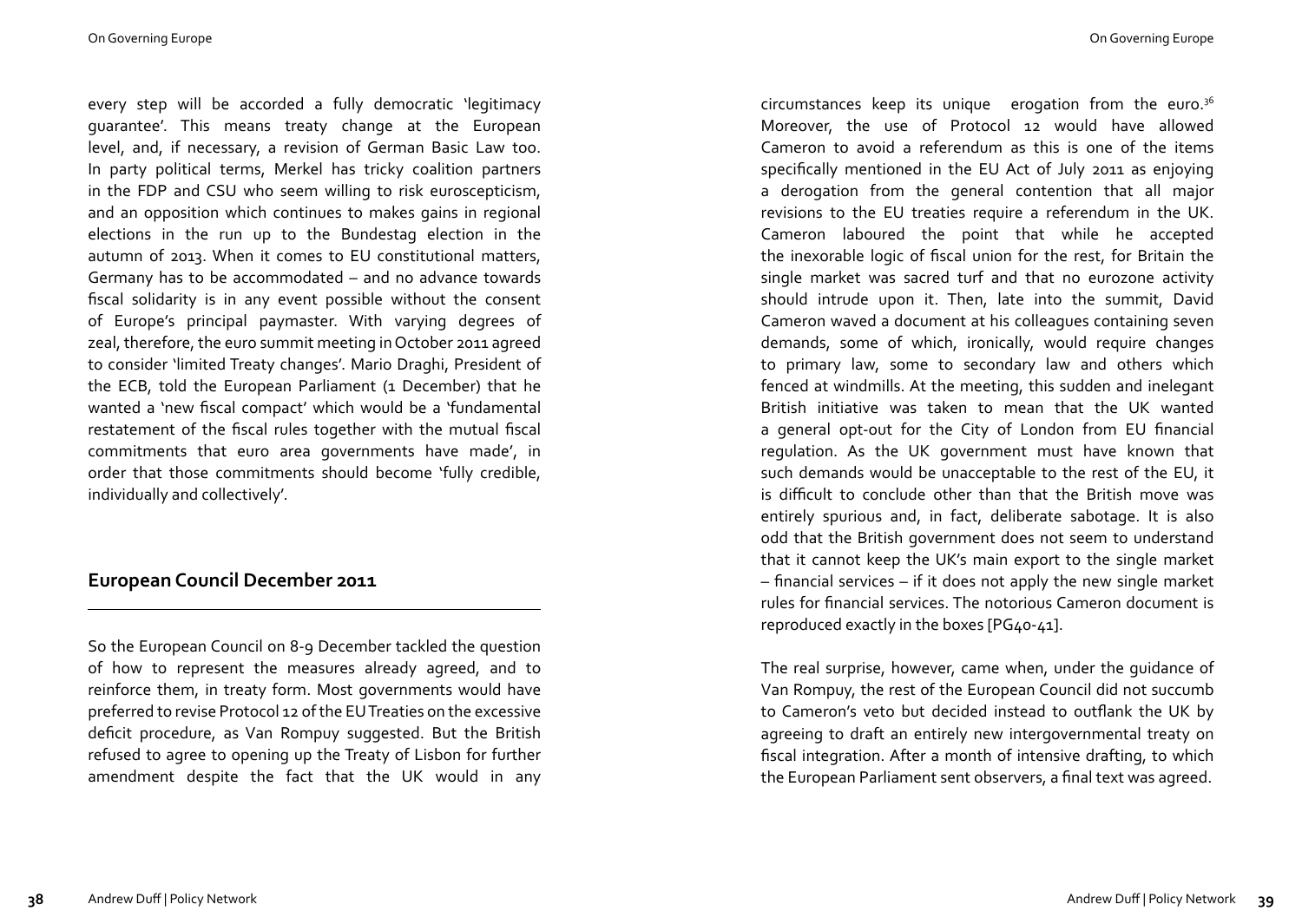every step will be accorded a fully democratic 'legitimacy guarantee'. This means treaty change at the European level, and, if necessary, a revision of German Basic Law too. In party political terms, Merkel has tricky coalition partners in the FDP and CSU who seem willing to risk euroscepticism, and an opposition which continues to makes gains in regional elections in the run up to the Bundestag election in the autumn of 2013. When it comes to EU constitutional matters, Germany has to be accommodated – and no advance towards fiscal solidarity is in any event possible without the consent of Europe's principal paymaster. With varying degrees of zeal, therefore, the euro summit meeting in October 2011 agreed to consider 'limited Treaty changes'. Mario Draghi, President of the ECB, told the European Parliament (1 December) that he wanted a 'new fiscal compact' which would be a 'fundamental restatement of the fiscal rules together with the mutual fiscal commitments that euro area governments have made', in order that those commitments should become 'fully credible, individually and collectively'.

## European Council December 2011

So the European Council on 8-9 December tackled the question of how to represent the measures already agreed, and to reinforce them, in treaty form. Most governments would have preferred to revise Protocol 12 of the EU Treaties on the excessive deficit procedure, as Van Rompuy suggested. But the British refused to agree to opening up the Treaty of Lisbon for further amendment despite the fact that the UK would in any circumstances keep its unique erogation from the euro.[36] Moreover, the use of Protocol 12 would have allowed Cameron to avoid a referendum as this is one of the items specifically mentioned in the EU Act of July 2011 as enjoying a derogation from the general contention that all major revisions to the EU treaties require a referendum in the UK. Cameron laboured the point that while he accepted the inexorable logic of fiscal union for the rest, for Britain the single market was sacred turf and that no eurozone activity should intrude upon it. Then, late into the summit, David Cameron waved a document at his colleagues containing seven demands, some of which, ironically, would require changes to primary law, some to secondary law and others which fenced at windmills. At the meeting, this sudden and inelegant British initiative was taken to mean that the UK wanted a general opt-out for the City of London from EU financial regulation. As the UK government must have known that such demands would be unacceptable to the rest of the EU, it is difficult to conclude other than that the British move was entirely spurious and, in fact, deliberate sabotage. It is also odd that the British government does not seem to understand that it cannot keep the UK's main export to the single market – financial services – if it does not apply the new single market rules for financial services. The notorious Cameron document is reproduced exactly in the boxes [PG40-41].

The real surprise, however, came when, under the guidance of Van Rompuy, the rest of the European Council did not succumb to Cameron's veto but decided instead to outflank the UK by agreeing to draft an entirely new intergovernmental treaty on fiscal integration. After a month of intensive drafting, to which the European Parliament sent observers, a final text was agreed.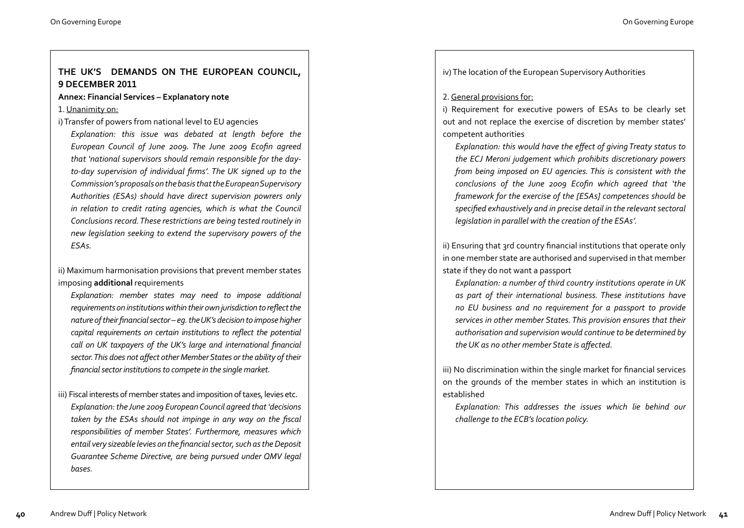## THE UK'S DEMANDS ON THE EUROPEAN COUNCIL, 9 DECEMBER 2011

**Annex: Financial Services – Explanatory note**

1. Unanimity on:

i) Transfer of powers from national level to EU agencies

*Explanation: this issue was debated at length before the European Council of June 2009. The June 2009 Ecofin agreed that 'national supervisors should remain responsible for the day-to-day supervision of individual firms'. The UK signed up to the Commission's proposals on the basis that the European Supervisory Authorities (ESAs) should have direct supervision powrers only in relation to credit rating agencies, which is what the Council Conclusions record. These restrictions are being tested routinely in new legislation seeking to extend the supervisory powers of the ESAs.*

ii) Maximum harmonisation provisions that prevent member states imposing **additional** requirements

*Explanation: member states may need to impose additional requirements on institutions within their own jurisdiction to reflect the nature of their financial sector – eg. the UK's decision to impose higher capital requirements on certain institutions to reflect the potential call on UK taxpayers of the UK's large and international financial sector. This does not affect other Member States or the ability of their financial sector institutions to compete in the single market.*

iii) Fiscal interests of member states and imposition of taxes, levies etc.

*Explanation: the June 2009 European Council agreed that 'decisions taken by the ESAs should not impinge in any way on the fiscal responsibilities of member States'. Furthermore, measures which entail very sizeable levies on the financial sector, such as the Deposit Guarantee Scheme Directive, are being pursued under QMV legal bases.*

iv) The location of the European Supervisory Authorities

2. General provisions for:

i) Requirement for executive powers of ESAs to be clearly set out and not replace the exercise of discretion by member states' competent authorities

*Explanation: this would have the effect of giving Treaty status to the ECJ Meroni judgement which prohibits discretionary powers from being imposed on EU agencies. This is consistent with the conclusions of the June 2009 Ecofin which agreed that 'the framework for the exercise of the [ESAs] competences should be specified exhaustively and in precise detail in the relevant sectoral legislation in parallel with the creation of the ESAs'.*

ii) Ensuring that 3rd country financial institutions that operate only in one member state are authorised and supervised in that member state if they do not want a passport

*Explanation: a number of third country institutions operate in UK as part of their international business. These institutions have no EU business and no requirement for a passport to provide services in other member States. This provision ensures that their authorisation and supervision would continue to be determined by the UK as no other member State is affected.*

iii) No discrimination within the single market for financial services on the grounds of the member states in which an institution is established

*Explanation: This addresses the issues which lie behind our challenge to the ECB's location policy.*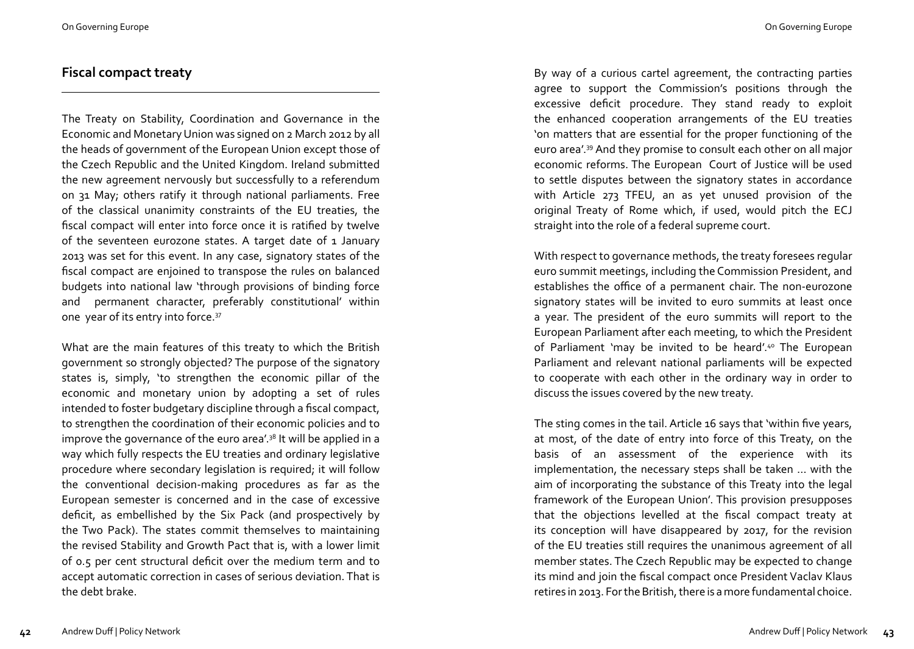## Fiscal compact treaty

The Treaty on Stability, Coordination and Governance in the Economic and Monetary Union was signed on 2 March 2012 by all the heads of government of the European Union except those of the Czech Republic and the United Kingdom. Ireland submitted the new agreement nervously but successfully to a referendum on 31 May; others ratify it through national parliaments. Free of the classical unanimity constraints of the EU treaties, the fiscal compact will enter into force once it is ratified by twelve of the seventeen eurozone states. A target date of 1 January 2013 was set for this event. In any case, signatory states of the fiscal compact are enjoined to transpose the rules on balanced budgets into national law 'through provisions of binding force and permanent character, preferably constitutional' within one year of its entry into force.[37]

What are the main features of this treaty to which the British government so strongly objected? The purpose of the signatory states is, simply, 'to strengthen the economic pillar of the economic and monetary union by adopting a set of rules intended to foster budgetary discipline through a fiscal compact, to strengthen the coordination of their economic policies and to improve the governance of the euro area'.[38] It will be applied in a way which fully respects the EU treaties and ordinary legislative procedure where secondary legislation is required; it will follow the conventional decision-making procedures as far as the European semester is concerned and in the case of excessive deficit, as embellished by the Six Pack (and prospectively by the Two Pack). The states commit themselves to maintaining the revised Stability and Growth Pact that is, with a lower limit of 0.5 per cent structural deficit over the medium term and to accept automatic correction in cases of serious deviation. That is the debt brake.

By way of a curious cartel agreement, the contracting parties agree to support the Commission's positions through the excessive deficit procedure. They stand ready to exploit the enhanced cooperation arrangements of the EU treaties 'on matters that are essential for the proper functioning of the euro area'.[39] And they promise to consult each other on all major economic reforms. The European Court of Justice will be used to settle disputes between the signatory states in accordance with Article 273 TFEU, an as yet unused provision of the original Treaty of Rome which, if used, would pitch the ECJ straight into the role of a federal supreme court.

With respect to governance methods, the treaty foresees regular euro summit meetings, including the Commission President, and establishes the office of a permanent chair. The non-eurozone signatory states will be invited to euro summits at least once a year. The president of the euro summits will report to the European Parliament after each meeting, to which the President of Parliament 'may be invited to be heard'.[40] The European Parliament and relevant national parliaments will be expected to cooperate with each other in the ordinary way in order to discuss the issues covered by the new treaty.

The sting comes in the tail. Article 16 says that 'within five years, at most, of the date of entry into force of this Treaty, on the basis of an assessment of the experience with its implementation, the necessary steps shall be taken … with the aim of incorporating the substance of this Treaty into the legal framework of the European Union'. This provision presupposes that the objections levelled at the fiscal compact treaty at its conception will have disappeared by 2017, for the revision of the EU treaties still requires the unanimous agreement of all member states. The Czech Republic may be expected to change its mind and join the fiscal compact once President Vaclav Klaus retires in 2013. For the British, there is a more fundamental choice.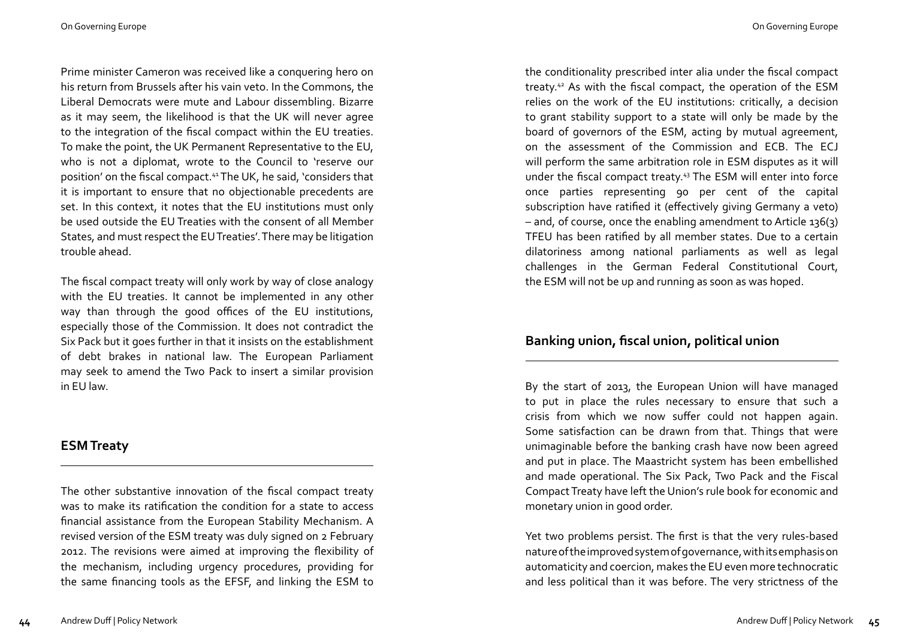Prime minister Cameron was received like a conquering hero on his return from Brussels after his vain veto. In the Commons, the Liberal Democrats were mute and Labour dissembling. Bizarre as it may seem, the likelihood is that the UK will never agree to the integration of the fiscal compact within the EU treaties. To make the point, the UK Permanent Representative to the EU, who is not a diplomat, wrote to the Council to 'reserve our position' on the fiscal compact.[41] The UK, he said, 'considers that it is important to ensure that no objectionable precedents are set. In this context, it notes that the EU institutions must only be used outside the EU Treaties with the consent of all Member States, and must respect the EU Treaties'. There may be litigation trouble ahead.

The fiscal compact treaty will only work by way of close analogy with the EU treaties. It cannot be implemented in any other way than through the good offices of the EU institutions, especially those of the Commission. It does not contradict the Six Pack but it goes further in that it insists on the establishment of debt brakes in national law. The European Parliament may seek to amend the Two Pack to insert a similar provision in EU law.

## ESM Treaty

The other substantive innovation of the fiscal compact treaty was to make its ratification the condition for a state to access financial assistance from the European Stability Mechanism. A revised version of the ESM treaty was duly signed on 2 February 2012. The revisions were aimed at improving the flexibility of the mechanism, including urgency procedures, providing for the same financing tools as the EFSF, and linking the ESM to the conditionality prescribed inter alia under the fiscal compact treaty.[42] As with the fiscal compact, the operation of the ESM relies on the work of the EU institutions: critically, a decision to grant stability support to a state will only be made by the board of governors of the ESM, acting by mutual agreement, on the assessment of the Commission and ECB. The ECJ will perform the same arbitration role in ESM disputes as it will under the fiscal compact treaty.[43] The ESM will enter into force once parties representing 90 per cent of the capital subscription have ratified it (effectively giving Germany a veto) – and, of course, once the enabling amendment to Article 136(3) TFEU has been ratified by all member states. Due to a certain dilatoriness among national parliaments as well as legal challenges in the German Federal Constitutional Court, the ESM will not be up and running as soon as was hoped.

## Banking union, fiscal union, political union

By the start of 2013, the European Union will have managed to put in place the rules necessary to ensure that such a crisis from which we now suffer could not happen again. Some satisfaction can be drawn from that. Things that were unimaginable before the banking crash have now been agreed and put in place. The Maastricht system has been embellished and made operational. The Six Pack, Two Pack and the Fiscal Compact Treaty have left the Union's rule book for economic and monetary union in good order.

Yet two problems persist. The first is that the very rules-based nature of the improved system of governance, with its emphasis on automaticity and coercion, makes the EU even more technocratic and less political than it was before. The very strictness of the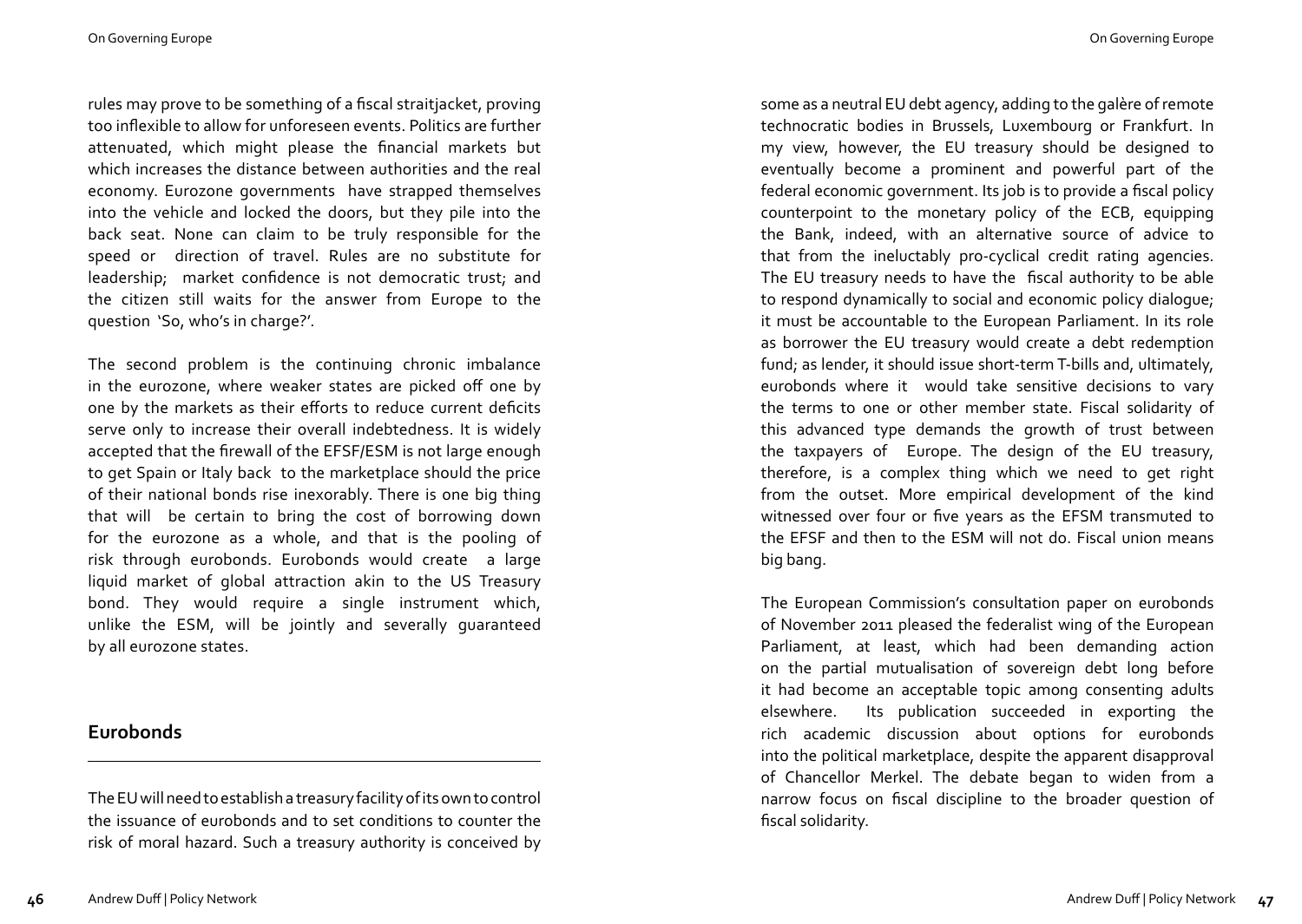rules may prove to be something of a fiscal straitjacket, proving too inflexible to allow for unforeseen events. Politics are further attenuated, which might please the financial markets but which increases the distance between authorities and the real economy. Eurozone governments have strapped themselves into the vehicle and locked the doors, but they pile into the back seat. None can claim to be truly responsible for the speed or direction of travel. Rules are no substitute for leadership; market confidence is not democratic trust; and the citizen still waits for the answer from Europe to the question 'So, who's in charge?'.

The second problem is the continuing chronic imbalance in the eurozone, where weaker states are picked off one by one by the markets as their efforts to reduce current deficits serve only to increase their overall indebtedness. It is widely accepted that the firewall of the EFSF/ESM is not large enough to get Spain or Italy back to the marketplace should the price of their national bonds rise inexorably. There is one big thing that will be certain to bring the cost of borrowing down for the eurozone as a whole, and that is the pooling of risk through eurobonds. Eurobonds would create a large liquid market of global attraction akin to the US Treasury bond. They would require a single instrument which, unlike the ESM, will be jointly and severally guaranteed by all eurozone states.

## Eurobonds

The EU will need to establish a treasury facility of its own to control the issuance of eurobonds and to set conditions to counter the risk of moral hazard. Such a treasury authority is conceived by some as a neutral EU debt agency, adding to the galère of remote technocratic bodies in Brussels, Luxembourg or Frankfurt. In my view, however, the EU treasury should be designed to eventually become a prominent and powerful part of the federal economic government. Its job is to provide a fiscal policy counterpoint to the monetary policy of the ECB, equipping the Bank, indeed, with an alternative source of advice to that from the ineluctably pro-cyclical credit rating agencies. The EU treasury needs to have the fiscal authority to be able to respond dynamically to social and economic policy dialogue; it must be accountable to the European Parliament. In its role as borrower the EU treasury would create a debt redemption fund; as lender, it should issue short-term T-bills and, ultimately, eurobonds where it would take sensitive decisions to vary the terms to one or other member state. Fiscal solidarity of this advanced type demands the growth of trust between the taxpayers of Europe. The design of the EU treasury, therefore, is a complex thing which we need to get right from the outset. More empirical development of the kind witnessed over four or five years as the EFSM transmuted to the EFSF and then to the ESM will not do. Fiscal union means big bang.

The European Commission's consultation paper on eurobonds of November 2011 pleased the federalist wing of the European Parliament, at least, which had been demanding action on the partial mutualisation of sovereign debt long before it had become an acceptable topic among consenting adults elsewhere. Its publication succeeded in exporting the rich academic discussion about options for eurobonds into the political marketplace, despite the apparent disapproval of Chancellor Merkel. The debate began to widen from a narrow focus on fiscal discipline to the broader question of fiscal solidarity.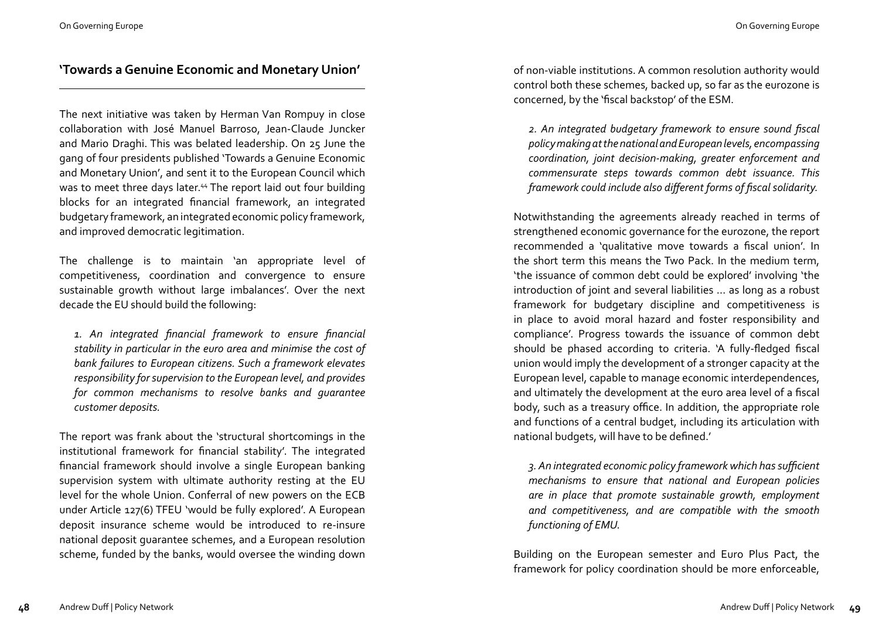## 'Towards a Genuine Economic and Monetary Union'

The next initiative was taken by Herman Van Rompuy in close collaboration with José Manuel Barroso, Jean-Claude Juncker and Mario Draghi. This was belated leadership. On 25 June the gang of four presidents published 'Towards a Genuine Economic and Monetary Union', and sent it to the European Council which was to meet three days later.[44] The report laid out four building blocks for an integrated financial framework, an integrated budgetary framework, an integrated economic policy framework, and improved democratic legitimation.

The challenge is to maintain 'an appropriate level of competitiveness, coordination and convergence to ensure sustainable growth without large imbalances'. Over the next decade the EU should build the following:

*1. An integrated financial framework to ensure financial stability in particular in the euro area and minimise the cost of bank failures to European citizens. Such a framework elevates responsibility for supervision to the European level, and provides for common mechanisms to resolve banks and guarantee customer deposits.*

The report was frank about the 'structural shortcomings in the institutional framework for financial stability'. The integrated financial framework should involve a single European banking supervision system with ultimate authority resting at the EU level for the whole Union. Conferral of new powers on the ECB under Article 127(6) TFEU 'would be fully explored'. A European deposit insurance scheme would be introduced to re-insure national deposit guarantee schemes, and a European resolution scheme, funded by the banks, would oversee the winding down of non-viable institutions. A common resolution authority would control both these schemes, backed up, so far as the eurozone is concerned, by the 'fiscal backstop' of the ESM.

*2. An integrated budgetary framework to ensure sound fiscal policy making at the national and European levels, encompassing coordination, joint decision-making, greater enforcement and commensurate steps towards common debt issuance. This framework could include also different forms of fiscal solidarity.*

Notwithstanding the agreements already reached in terms of strengthened economic governance for the eurozone, the report recommended a 'qualitative move towards a fiscal union'. In the short term this means the Two Pack. In the medium term, 'the issuance of common debt could be explored' involving 'the introduction of joint and several liabilities ... as long as a robust framework for budgetary discipline and competitiveness is in place to avoid moral hazard and foster responsibility and compliance'. Progress towards the issuance of common debt should be phased according to criteria. 'A fully-fledged fiscal union would imply the development of a stronger capacity at the European level, capable to manage economic interdependences, and ultimately the development at the euro area level of a fiscal body, such as a treasury office. In addition, the appropriate role and functions of a central budget, including its articulation with national budgets, will have to be defined.'

*3. An integrated economic policy framework which has sufficient mechanisms to ensure that national and European policies are in place that promote sustainable growth, employment and competitiveness, and are compatible with the smooth functioning of EMU.*

Building on the European semester and Euro Plus Pact, the framework for policy coordination should be more enforceable,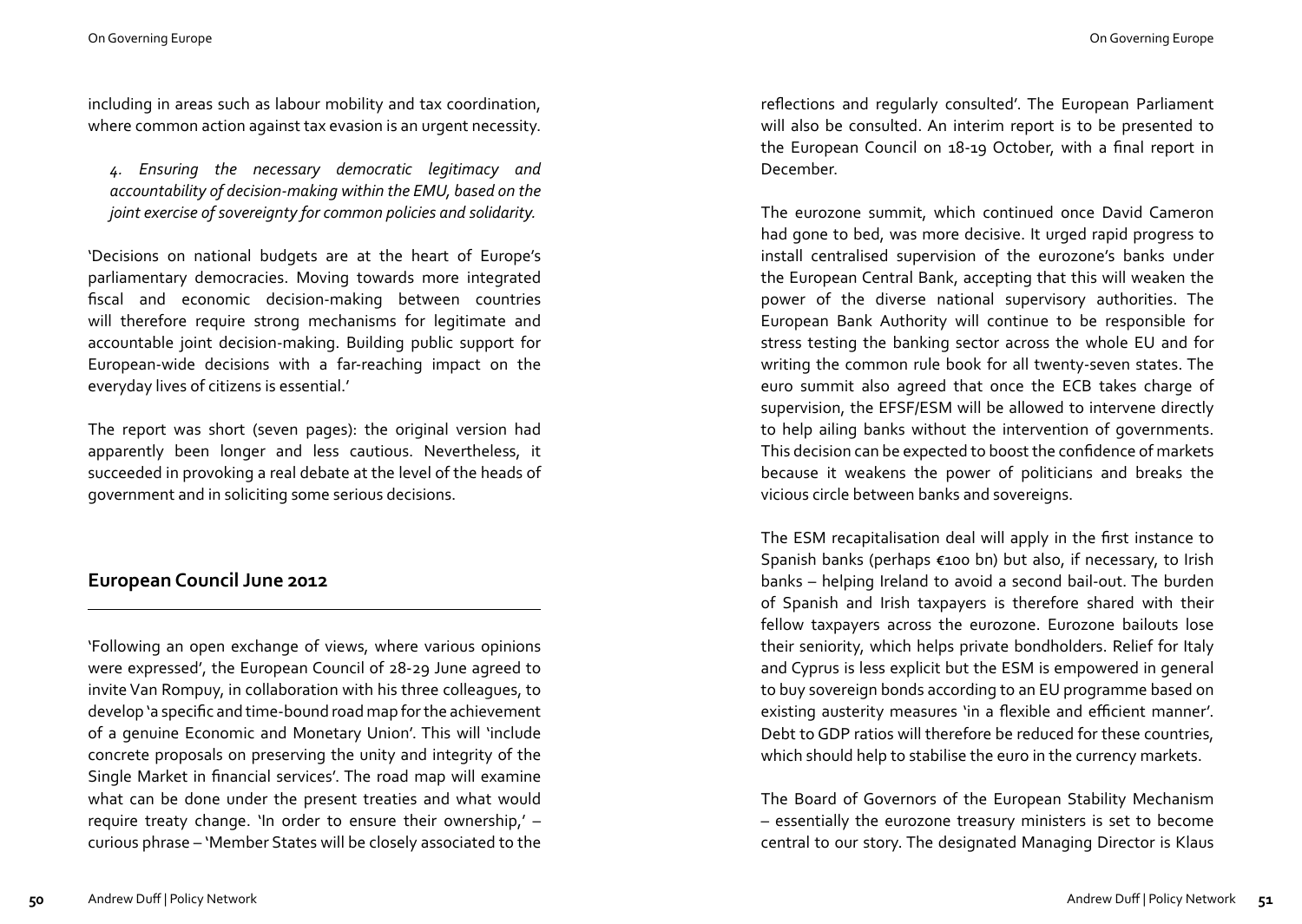including in areas such as labour mobility and tax coordination, where common action against tax evasion is an urgent necessity.

*4. Ensuring the necessary democratic legitimacy and accountability of decision-making within the EMU, based on the joint exercise of sovereignty for common policies and solidarity.*

'Decisions on national budgets are at the heart of Europe's parliamentary democracies. Moving towards more integrated fiscal and economic decision-making between countries will therefore require strong mechanisms for legitimate and accountable joint decision-making. Building public support for European-wide decisions with a far-reaching impact on the everyday lives of citizens is essential.'

The report was short (seven pages): the original version had apparently been longer and less cautious. Nevertheless, it succeeded in provoking a real debate at the level of the heads of government and in soliciting some serious decisions.

## European Council June 2012

'Following an open exchange of views, where various opinions were expressed', the European Council of 28-29 June agreed to invite Van Rompuy, in collaboration with his three colleagues, to develop 'a specific and time-bound road map for the achievement of a genuine Economic and Monetary Union'. This will 'include concrete proposals on preserving the unity and integrity of the Single Market in financial services'. The road map will examine what can be done under the present treaties and what would require treaty change. 'In order to ensure their ownership,' – curious phrase – 'Member States will be closely associated to the reflections and regularly consulted'. The European Parliament will also be consulted. An interim report is to be presented to the European Council on 18-19 October, with a final report in December.

The eurozone summit, which continued once David Cameron had gone to bed, was more decisive. It urged rapid progress to install centralised supervision of the eurozone's banks under the European Central Bank, accepting that this will weaken the power of the diverse national supervisory authorities. The European Bank Authority will continue to be responsible for stress testing the banking sector across the whole EU and for writing the common rule book for all twenty-seven states. The euro summit also agreed that once the ECB takes charge of supervision, the EFSF/ESM will be allowed to intervene directly to help ailing banks without the intervention of governments. This decision can be expected to boost the confidence of markets because it weakens the power of politicians and breaks the vicious circle between banks and sovereigns.

The ESM recapitalisation deal will apply in the first instance to Spanish banks (perhaps €100 bn) but also, if necessary, to Irish banks – helping Ireland to avoid a second bail-out. The burden of Spanish and Irish taxpayers is therefore shared with their fellow taxpayers across the eurozone. Eurozone bailouts lose their seniority, which helps private bondholders. Relief for Italy and Cyprus is less explicit but the ESM is empowered in general to buy sovereign bonds according to an EU programme based on existing austerity measures 'in a flexible and efficient manner'. Debt to GDP ratios will therefore be reduced for these countries, which should help to stabilise the euro in the currency markets.

The Board of Governors of the European Stability Mechanism – essentially the eurozone treasury ministers is set to become central to our story. The designated Managing Director is Klaus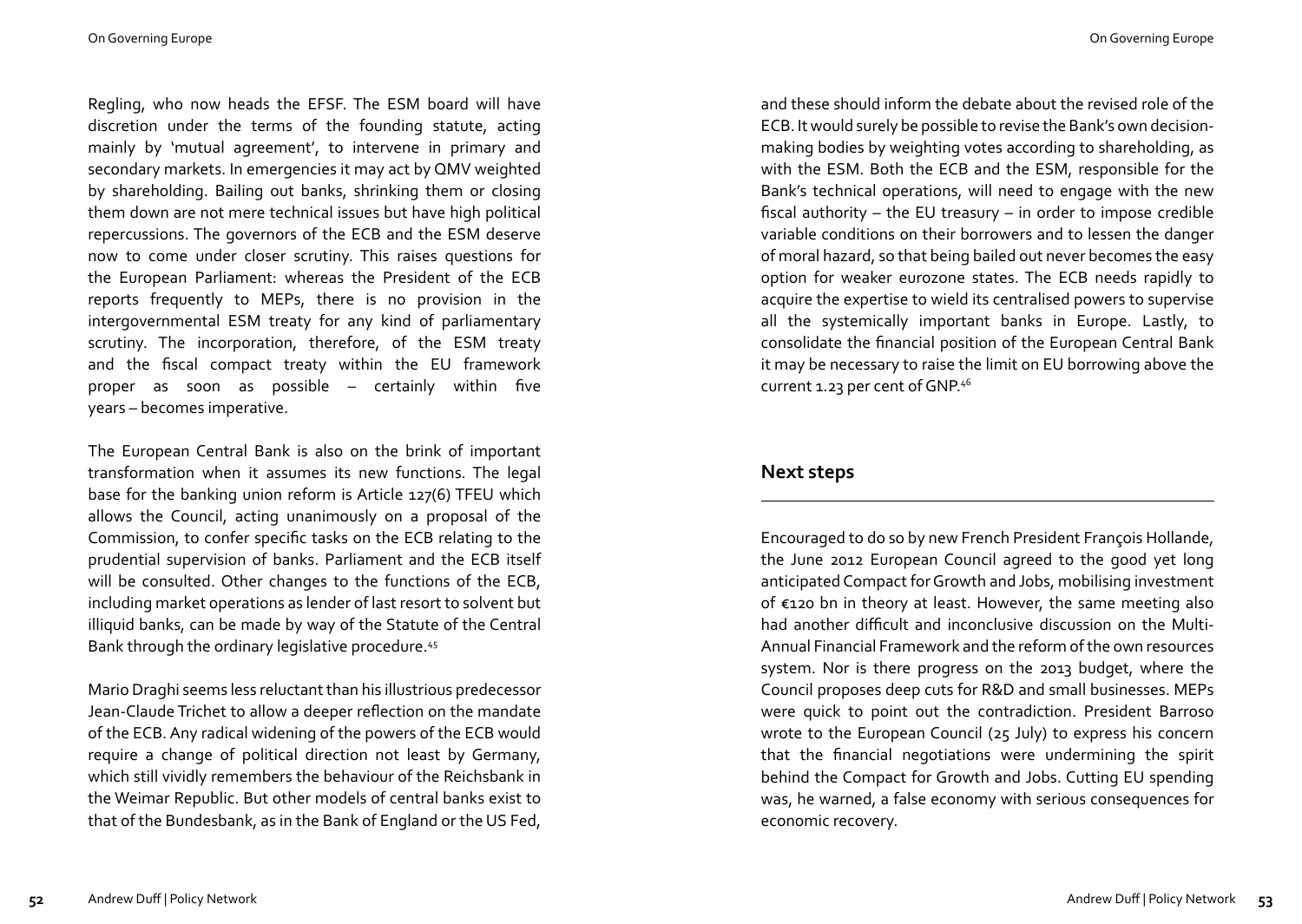Regling, who now heads the EFSF. The ESM board will have discretion under the terms of the founding statute, acting mainly by 'mutual agreement', to intervene in primary and secondary markets. In emergencies it may act by QMV weighted by shareholding. Bailing out banks, shrinking them or closing them down are not mere technical issues but have high political repercussions. The governors of the ECB and the ESM deserve now to come under closer scrutiny. This raises questions for the European Parliament: whereas the President of the ECB reports frequently to MEPs, there is no provision in the intergovernmental ESM treaty for any kind of parliamentary scrutiny. The incorporation, therefore, of the ESM treaty and the fiscal compact treaty within the EU framework proper as soon as possible – certainly within five years – becomes imperative.

The European Central Bank is also on the brink of important transformation when it assumes its new functions. The legal base for the banking union reform is Article 127(6) TFEU which allows the Council, acting unanimously on a proposal of the Commission, to confer specific tasks on the ECB relating to the prudential supervision of banks. Parliament and the ECB itself will be consulted. Other changes to the functions of the ECB, including market operations as lender of last resort to solvent but illiquid banks, can be made by way of the Statute of the Central Bank through the ordinary legislative procedure.[45]

Mario Draghi seems less reluctant than his illustrious predecessor Jean-Claude Trichet to allow a deeper reflection on the mandate of the ECB. Any radical widening of the powers of the ECB would require a change of political direction not least by Germany, which still vividly remembers the behaviour of the Reichsbank in the Weimar Republic. But other models of central banks exist to that of the Bundesbank, as in the Bank of England or the US Fed, and these should inform the debate about the revised role of the ECB. It would surely be possible to revise the Bank's own decision-making bodies by weighting votes according to shareholding, as with the ESM. Both the ECB and the ESM, responsible for the Bank's technical operations, will need to engage with the new fiscal authority – the EU treasury – in order to impose credible variable conditions on their borrowers and to lessen the danger of moral hazard, so that being bailed out never becomes the easy option for weaker eurozone states. The ECB needs rapidly to acquire the expertise to wield its centralised powers to supervise all the systemically important banks in Europe. Lastly, to consolidate the financial position of the European Central Bank it may be necessary to raise the limit on EU borrowing above the current 1.23 per cent of GNP.[46]

## Next steps

Encouraged to do so by new French President François Hollande, the June 2012 European Council agreed to the good yet long anticipated Compact for Growth and Jobs, mobilising investment of €120 bn in theory at least. However, the same meeting also had another difficult and inconclusive discussion on the Multi-Annual Financial Framework and the reform of the own resources system. Nor is there progress on the 2013 budget, where the Council proposes deep cuts for R&D and small businesses. MEPs were quick to point out the contradiction. President Barroso wrote to the European Council (25 July) to express his concern that the financial negotiations were undermining the spirit behind the Compact for Growth and Jobs. Cutting EU spending was, he warned, a false economy with serious consequences for economic recovery.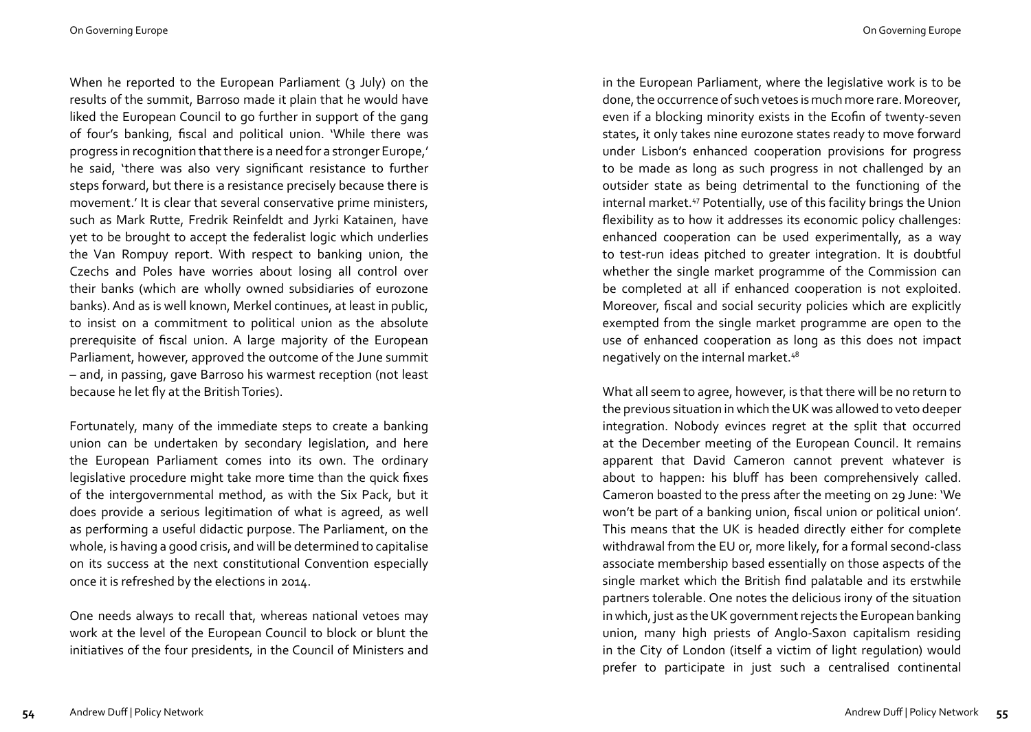When he reported to the European Parliament (3 July) on the results of the summit, Barroso made it plain that he would have liked the European Council to go further in support of the gang of four's banking, fiscal and political union. 'While there was progress in recognition that there is a need for a stronger Europe,' he said, 'there was also very significant resistance to further steps forward, but there is a resistance precisely because there is movement.' It is clear that several conservative prime ministers, such as Mark Rutte, Fredrik Reinfeldt and Jyrki Katainen, have yet to be brought to accept the federalist logic which underlies the Van Rompuy report. With respect to banking union, the Czechs and Poles have worries about losing all control over their banks (which are wholly owned subsidiaries of eurozone banks). And as is well known, Merkel continues, at least in public, to insist on a commitment to political union as the absolute prerequisite of fiscal union. A large majority of the European Parliament, however, approved the outcome of the June summit – and, in passing, gave Barroso his warmest reception (not least because he let fly at the British Tories).

Fortunately, many of the immediate steps to create a banking union can be undertaken by secondary legislation, and here the European Parliament comes into its own. The ordinary legislative procedure might take more time than the quick fixes of the intergovernmental method, as with the Six Pack, but it does provide a serious legitimation of what is agreed, as well as performing a useful didactic purpose. The Parliament, on the whole, is having a good crisis, and will be determined to capitalise on its success at the next constitutional Convention especially once it is refreshed by the elections in 2014.

One needs always to recall that, whereas national vetoes may work at the level of the European Council to block or blunt the initiatives of the four presidents, in the Council of Ministers and in the European Parliament, where the legislative work is to be done, the occurrence of such vetoes is much more rare. Moreover, even if a blocking minority exists in the Ecofin of twenty-seven states, it only takes nine eurozone states ready to move forward under Lisbon's enhanced cooperation provisions for progress to be made as long as such progress in not challenged by an outsider state as being detrimental to the functioning of the internal market.[47] Potentially, use of this facility brings the Union flexibility as to how it addresses its economic policy challenges: enhanced cooperation can be used experimentally, as a way to test-run ideas pitched to greater integration. It is doubtful whether the single market programme of the Commission can be completed at all if enhanced cooperation is not exploited. Moreover, fiscal and social security policies which are explicitly exempted from the single market programme are open to the use of enhanced cooperation as long as this does not impact negatively on the internal market.[48]

What all seem to agree, however, is that there will be no return to the previous situation in which the UK was allowed to veto deeper integration. Nobody evinces regret at the split that occurred at the December meeting of the European Council. It remains apparent that David Cameron cannot prevent whatever is about to happen: his bluff has been comprehensively called. Cameron boasted to the press after the meeting on 29 June: 'We won't be part of a banking union, fiscal union or political union'. This means that the UK is headed directly either for complete withdrawal from the EU or, more likely, for a formal second-class associate membership based essentially on those aspects of the single market which the British find palatable and its erstwhile partners tolerable. One notes the delicious irony of the situation in which, just as the UK government rejects the European banking union, many high priests of Anglo-Saxon capitalism residing in the City of London (itself a victim of light regulation) would prefer to participate in just such a centralised continental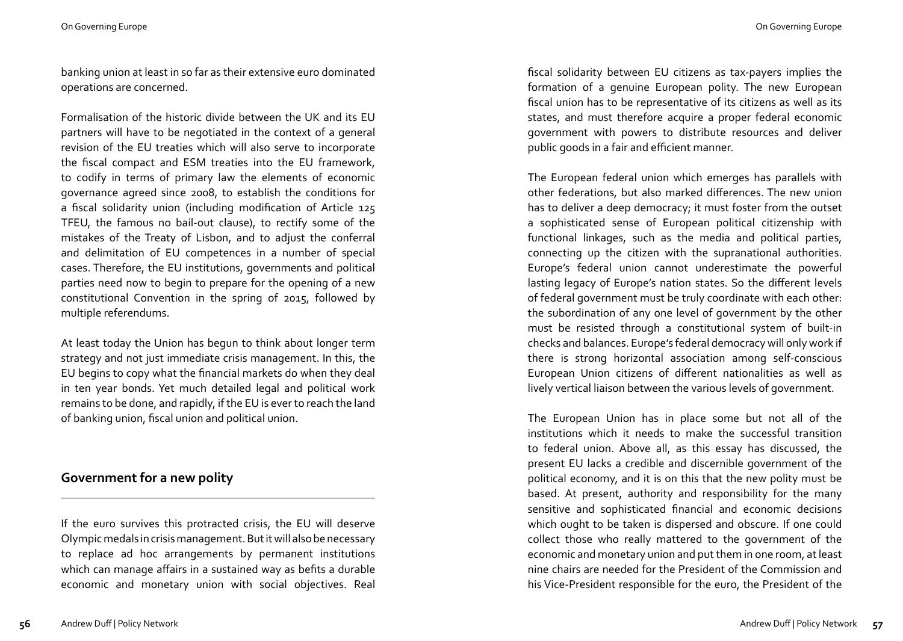banking union at least in so far as their extensive euro dominated operations are concerned.

Formalisation of the historic divide between the UK and its EU partners will have to be negotiated in the context of a general revision of the EU treaties which will also serve to incorporate the fiscal compact and ESM treaties into the EU framework, to codify in terms of primary law the elements of economic governance agreed since 2008, to establish the conditions for a fiscal solidarity union (including modification of Article 125 TFEU, the famous no bail-out clause), to rectify some of the mistakes of the Treaty of Lisbon, and to adjust the conferral and delimitation of EU competences in a number of special cases. Therefore, the EU institutions, governments and political parties need now to begin to prepare for the opening of a new constitutional Convention in the spring of 2015, followed by multiple referendums.

At least today the Union has begun to think about longer term strategy and not just immediate crisis management. In this, the EU begins to copy what the financial markets do when they deal in ten year bonds. Yet much detailed legal and political work remains to be done, and rapidly, if the EU is ever to reach the land of banking union, fiscal union and political union.

## Government for a new polity

If the euro survives this protracted crisis, the EU will deserve Olympic medals in crisis management. But it will also be necessary to replace ad hoc arrangements by permanent institutions which can manage affairs in a sustained way as befits a durable economic and monetary union with social objectives. Real fiscal solidarity between EU citizens as tax-payers implies the formation of a genuine European polity. The new European fiscal union has to be representative of its citizens as well as its states, and must therefore acquire a proper federal economic government with powers to distribute resources and deliver public goods in a fair and efficient manner.

The European federal union which emerges has parallels with other federations, but also marked differences. The new union has to deliver a deep democracy; it must foster from the outset a sophisticated sense of European political citizenship with functional linkages, such as the media and political parties, connecting up the citizen with the supranational authorities. Europe's federal union cannot underestimate the powerful lasting legacy of Europe's nation states. So the different levels of federal government must be truly coordinate with each other: the subordination of any one level of government by the other must be resisted through a constitutional system of built-in checks and balances. Europe's federal democracy will only work if there is strong horizontal association among self-conscious European Union citizens of different nationalities as well as lively vertical liaison between the various levels of government.

The European Union has in place some but not all of the institutions which it needs to make the successful transition to federal union. Above all, as this essay has discussed, the present EU lacks a credible and discernible government of the political economy, and it is on this that the new polity must be based. At present, authority and responsibility for the many sensitive and sophisticated financial and economic decisions which ought to be taken is dispersed and obscure. If one could collect those who really mattered to the government of the economic and monetary union and put them in one room, at least nine chairs are needed for the President of the Commission and his Vice-President responsible for the euro, the President of the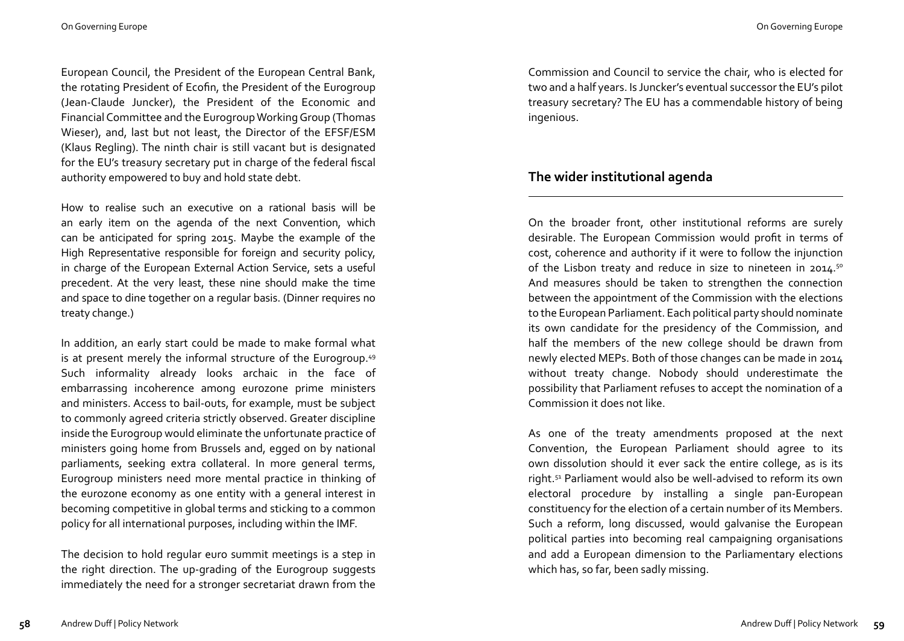European Council, the President of the European Central Bank, the rotating President of Ecofin, the President of the Eurogroup (Jean-Claude Juncker), the President of the Economic and Financial Committee and the Eurogroup Working Group (Thomas Wieser), and, last but not least, the Director of the EFSF/ESM (Klaus Regling). The ninth chair is still vacant but is designated for the EU's treasury secretary put in charge of the federal fiscal authority empowered to buy and hold state debt.

How to realise such an executive on a rational basis will be an early item on the agenda of the next Convention, which can be anticipated for spring 2015. Maybe the example of the High Representative responsible for foreign and security policy, in charge of the European External Action Service, sets a useful precedent. At the very least, these nine should make the time and space to dine together on a regular basis. (Dinner requires no treaty change.)

In addition, an early start could be made to make formal what is at present merely the informal structure of the Eurogroup.[49] Such informality already looks archaic in the face of embarrassing incoherence among eurozone prime ministers and ministers. Access to bail-outs, for example, must be subject to commonly agreed criteria strictly observed. Greater discipline inside the Eurogroup would eliminate the unfortunate practice of ministers going home from Brussels and, egged on by national parliaments, seeking extra collateral. In more general terms, Eurogroup ministers need more mental practice in thinking of the eurozone economy as one entity with a general interest in becoming competitive in global terms and sticking to a common policy for all international purposes, including within the IMF.

The decision to hold regular euro summit meetings is a step in the right direction. The up-grading of the Eurogroup suggests immediately the need for a stronger secretariat drawn from the Commission and Council to service the chair, who is elected for two and a half years. Is Juncker's eventual successor the EU's pilot treasury secretary? The EU has a commendable history of being ingenious.

## The wider institutional agenda

On the broader front, other institutional reforms are surely desirable. The European Commission would profit in terms of cost, coherence and authority if it were to follow the injunction of the Lisbon treaty and reduce in size to nineteen in 2014.[50] And measures should be taken to strengthen the connection between the appointment of the Commission with the elections to the European Parliament. Each political party should nominate its own candidate for the presidency of the Commission, and half the members of the new college should be drawn from newly elected MEPs. Both of those changes can be made in 2014 without treaty change. Nobody should underestimate the possibility that Parliament refuses to accept the nomination of a Commission it does not like.

As one of the treaty amendments proposed at the next Convention, the European Parliament should agree to its own dissolution should it ever sack the entire college, as is its right.[51] Parliament would also be well-advised to reform its own electoral procedure by installing a single pan-European constituency for the election of a certain number of its Members. Such a reform, long discussed, would galvanise the European political parties into becoming real campaigning organisations and add a European dimension to the Parliamentary elections which has, so far, been sadly missing.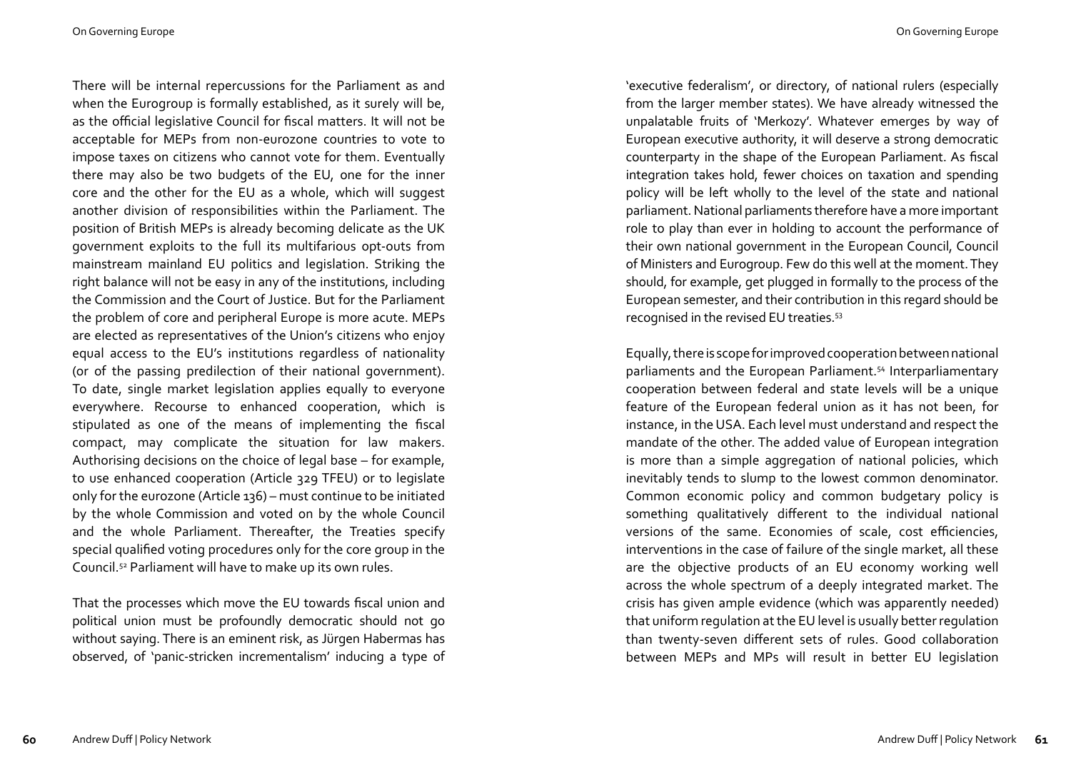There will be internal repercussions for the Parliament as and when the Eurogroup is formally established, as it surely will be, as the official legislative Council for fiscal matters. It will not be acceptable for MEPs from non-eurozone countries to vote to impose taxes on citizens who cannot vote for them. Eventually there may also be two budgets of the EU, one for the inner core and the other for the EU as a whole, which will suggest another division of responsibilities within the Parliament. The position of British MEPs is already becoming delicate as the UK government exploits to the full its multifarious opt-outs from mainstream mainland EU politics and legislation. Striking the right balance will not be easy in any of the institutions, including the Commission and the Court of Justice. But for the Parliament the problem of core and peripheral Europe is more acute. MEPs are elected as representatives of the Union's citizens who enjoy equal access to the EU's institutions regardless of nationality (or of the passing predilection of their national government). To date, single market legislation applies equally to everyone everywhere. Recourse to enhanced cooperation, which is stipulated as one of the means of implementing the fiscal compact, may complicate the situation for law makers. Authorising decisions on the choice of legal base – for example, to use enhanced cooperation (Article 329 TFEU) or to legislate only for the eurozone (Article 136) – must continue to be initiated by the whole Commission and voted on by the whole Council and the whole Parliament. Thereafter, the Treaties specify special qualified voting procedures only for the core group in the Council.[52] Parliament will have to make up its own rules.

That the processes which move the EU towards fiscal union and political union must be profoundly democratic should not go without saying. There is an eminent risk, as Jürgen Habermas has observed, of 'panic-stricken incrementalism' inducing a type of 'executive federalism', or directory, of national rulers (especially from the larger member states). We have already witnessed the unpalatable fruits of 'Merkozy'. Whatever emerges by way of European executive authority, it will deserve a strong democratic counterparty in the shape of the European Parliament. As fiscal integration takes hold, fewer choices on taxation and spending policy will be left wholly to the level of the state and national parliament. National parliaments therefore have a more important role to play than ever in holding to account the performance of their own national government in the European Council, Council of Ministers and Eurogroup. Few do this well at the moment. They should, for example, get plugged in formally to the process of the European semester, and their contribution in this regard should be recognised in the revised EU treaties.[53]

Equally, there is scope for improved cooperation between national parliaments and the European Parliament.[54] Interparliamentary cooperation between federal and state levels will be a unique feature of the European federal union as it has not been, for instance, in the USA. Each level must understand and respect the mandate of the other. The added value of European integration is more than a simple aggregation of national policies, which inevitably tends to slump to the lowest common denominator. Common economic policy and common budgetary policy is something qualitatively different to the individual national versions of the same. Economies of scale, cost efficiencies, interventions in the case of failure of the single market, all these are the objective products of an EU economy working well across the whole spectrum of a deeply integrated market. The crisis has given ample evidence (which was apparently needed) that uniform regulation at the EU level is usually better regulation than twenty-seven different sets of rules. Good collaboration between MEPs and MPs will result in better EU legislation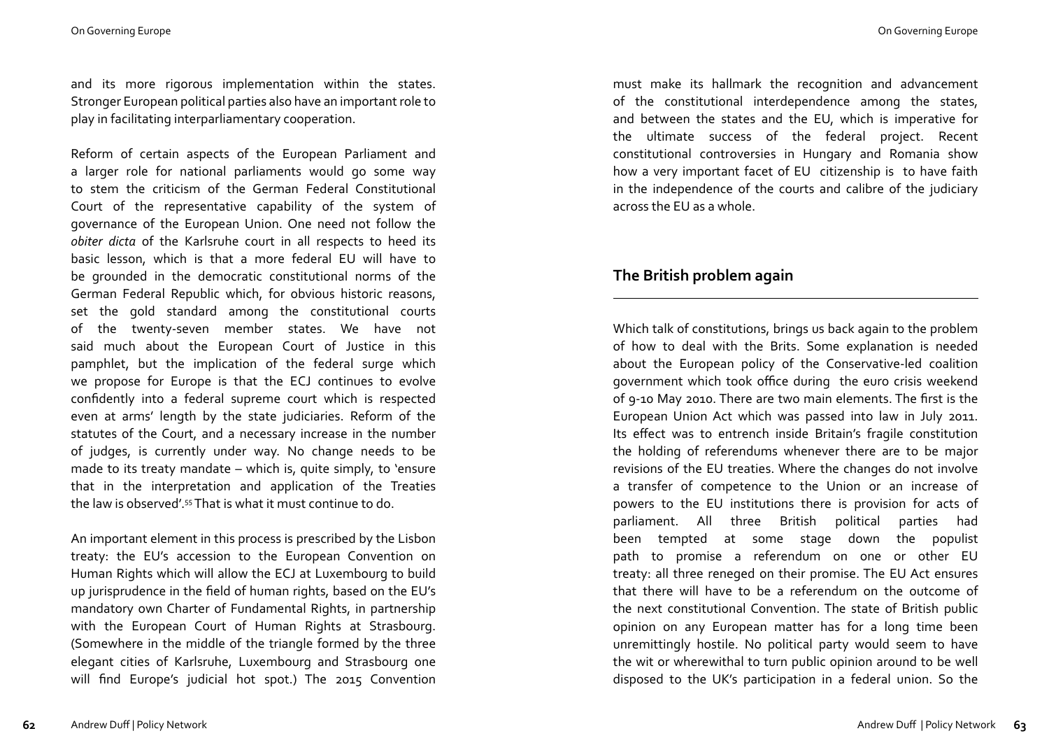and its more rigorous implementation within the states. Stronger European political parties also have an important role to play in facilitating interparliamentary cooperation.

Reform of certain aspects of the European Parliament and a larger role for national parliaments would go some way to stem the criticism of the German Federal Constitutional Court of the representative capability of the system of governance of the European Union. One need not follow the *obiter dicta* of the Karlsruhe court in all respects to heed its basic lesson, which is that a more federal EU will have to be grounded in the democratic constitutional norms of the German Federal Republic which, for obvious historic reasons, set the gold standard among the constitutional courts of the twenty-seven member states. We have not said much about the European Court of Justice in this pamphlet, but the implication of the federal surge which we propose for Europe is that the ECJ continues to evolve confidently into a federal supreme court which is respected even at arms' length by the state judiciaries. Reform of the statutes of the Court, and a necessary increase in the number of judges, is currently under way. No change needs to be made to its treaty mandate – which is, quite simply, to 'ensure that in the interpretation and application of the Treaties the law is observed'.[55] That is what it must continue to do.

An important element in this process is prescribed by the Lisbon treaty: the EU's accession to the European Convention on Human Rights which will allow the ECJ at Luxembourg to build up jurisprudence in the field of human rights, based on the EU's mandatory own Charter of Fundamental Rights, in partnership with the European Court of Human Rights at Strasbourg. (Somewhere in the middle of the triangle formed by the three elegant cities of Karlsruhe, Luxembourg and Strasbourg one will find Europe's judicial hot spot.) The 2015 Convention must make its hallmark the recognition and advancement of the constitutional interdependence among the states, and between the states and the EU, which is imperative for the ultimate success of the federal project. Recent constitutional controversies in Hungary and Romania show how a very important facet of EU citizenship is to have faith in the independence of the courts and calibre of the judiciary across the EU as a whole.

## The British problem again

Which talk of constitutions, brings us back again to the problem of how to deal with the Brits. Some explanation is needed about the European policy of the Conservative-led coalition government which took office during the euro crisis weekend of 9-10 May 2010. There are two main elements. The first is the European Union Act which was passed into law in July 2011. Its effect was to entrench inside Britain's fragile constitution the holding of referendums whenever there are to be major revisions of the EU treaties. Where the changes do not involve a transfer of competence to the Union or an increase of powers to the EU institutions there is provision for acts of parliament. All three British political parties had been tempted at some stage down the populist path to promise a referendum on one or other EU treaty: all three reneged on their promise. The EU Act ensures that there will have to be a referendum on the outcome of the next constitutional Convention. The state of British public opinion on any European matter has for a long time been unremittingly hostile. No political party would seem to have the wit or wherewithal to turn public opinion around to be well disposed to the UK's participation in a federal union. So the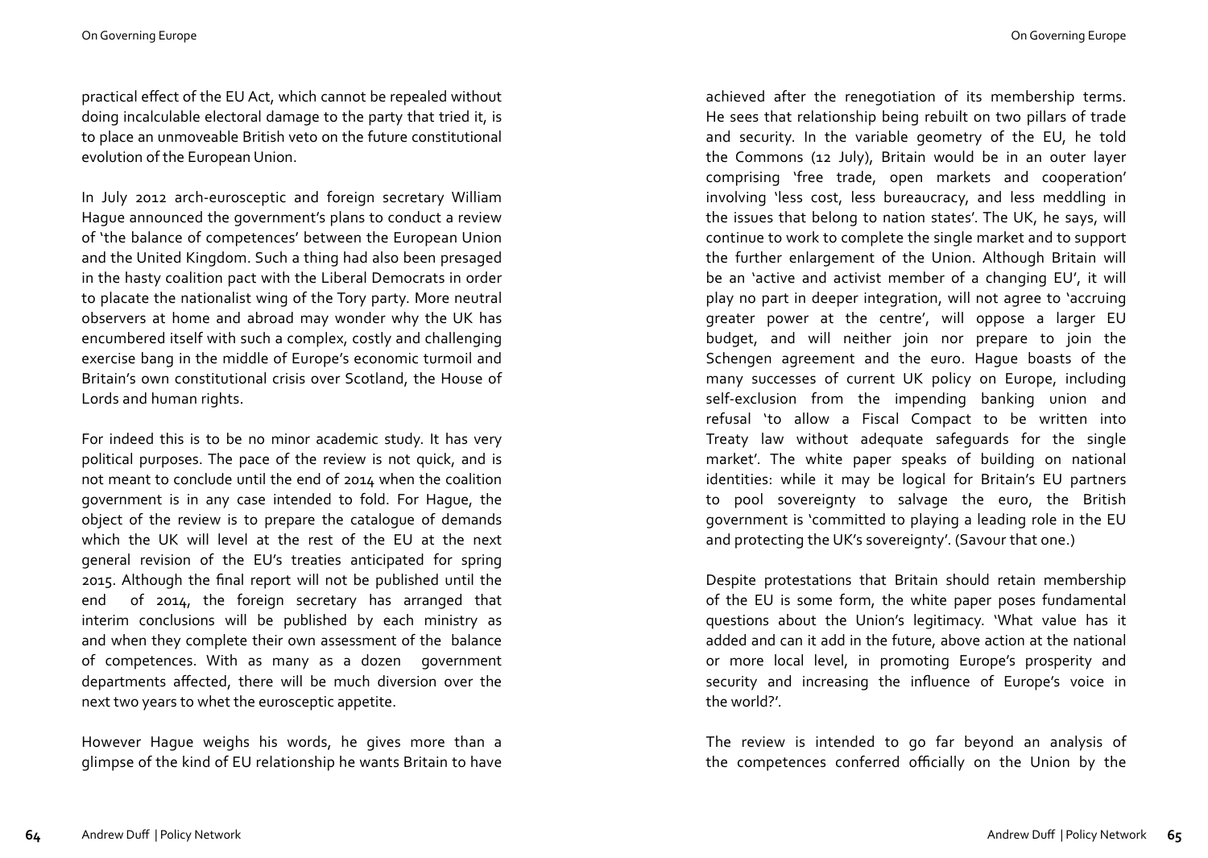practical effect of the EU Act, which cannot be repealed without doing incalculable electoral damage to the party that tried it, is to place an unmoveable British veto on the future constitutional evolution of the European Union.

In July 2012 arch-eurosceptic and foreign secretary William Hague announced the government's plans to conduct a review of 'the balance of competences' between the European Union and the United Kingdom. Such a thing had also been presaged in the hasty coalition pact with the Liberal Democrats in order to placate the nationalist wing of the Tory party. More neutral observers at home and abroad may wonder why the UK has encumbered itself with such a complex, costly and challenging exercise bang in the middle of Europe's economic turmoil and Britain's own constitutional crisis over Scotland, the House of Lords and human rights.

For indeed this is to be no minor academic study. It has very political purposes. The pace of the review is not quick, and is not meant to conclude until the end of 2014 when the coalition government is in any case intended to fold. For Hague, the object of the review is to prepare the catalogue of demands which the UK will level at the rest of the EU at the next general revision of the EU's treaties anticipated for spring 2015. Although the final report will not be published until the end of 2014, the foreign secretary has arranged that interim conclusions will be published by each ministry as and when they complete their own assessment of the balance of competences. With as many as a dozen government departments affected, there will be much diversion over the next two years to whet the eurosceptic appetite.

However Hague weighs his words, he gives more than a glimpse of the kind of EU relationship he wants Britain to have achieved after the renegotiation of its membership terms. He sees that relationship being rebuilt on two pillars of trade and security. In the variable geometry of the EU, he told the Commons (12 July), Britain would be in an outer layer comprising 'free trade, open markets and cooperation' involving 'less cost, less bureaucracy, and less meddling in the issues that belong to nation states'. The UK, he says, will continue to work to complete the single market and to support the further enlargement of the Union. Although Britain will be an 'active and activist member of a changing EU', it will play no part in deeper integration, will not agree to 'accruing greater power at the centre', will oppose a larger EU budget, and will neither join nor prepare to join the Schengen agreement and the euro. Hague boasts of the many successes of current UK policy on Europe, including self-exclusion from the impending banking union and refusal 'to allow a Fiscal Compact to be written into Treaty law without adequate safeguards for the single market'. The white paper speaks of building on national identities: while it may be logical for Britain's EU partners to pool sovereignty to salvage the euro, the British government is 'committed to playing a leading role in the EU and protecting the UK's sovereignty'. (Savour that one.)

Despite protestations that Britain should retain membership of the EU is some form, the white paper poses fundamental questions about the Union's legitimacy. 'What value has it added and can it add in the future, above action at the national or more local level, in promoting Europe's prosperity and security and increasing the influence of Europe's voice in the world?'.

The review is intended to go far beyond an analysis of the competences conferred officially on the Union by the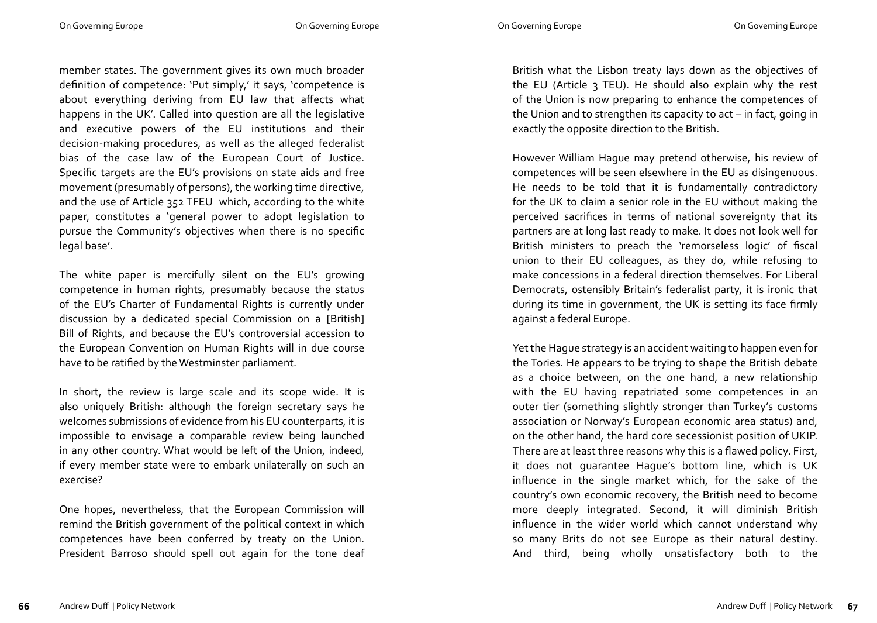member states. The government gives its own much broader definition of competence: 'Put simply,' it says, 'competence is about everything deriving from EU law that affects what happens in the UK'. Called into question are all the legislative and executive powers of the EU institutions and their decision-making procedures, as well as the alleged federalist bias of the case law of the European Court of Justice. Specific targets are the EU's provisions on state aids and free movement (presumably of persons), the working time directive, and the use of Article 352 TFEU which, according to the white paper, constitutes a 'general power to adopt legislation to pursue the Community's objectives when there is no specific legal base'.

The white paper is mercifully silent on the EU's growing competence in human rights, presumably because the status of the EU's Charter of Fundamental Rights is currently under discussion by a dedicated special Commission on a [British] Bill of Rights, and because the EU's controversial accession to the European Convention on Human Rights will in due course have to be ratified by the Westminster parliament.

In short, the review is large scale and its scope wide. It is also uniquely British: although the foreign secretary says he welcomes submissions of evidence from his EU counterparts, it is impossible to envisage a comparable review being launched in any other country. What would be left of the Union, indeed, if every member state were to embark unilaterally on such an exercise?

One hopes, nevertheless, that the European Commission will remind the British government of the political context in which competences have been conferred by treaty on the Union. President Barroso should spell out again for the tone deaf British what the Lisbon treaty lays down as the objectives of the EU (Article 3 TEU). He should also explain why the rest of the Union is now preparing to enhance the competences of the Union and to strengthen its capacity to act – in fact, going in exactly the opposite direction to the British.

However William Hague may pretend otherwise, his review of competences will be seen elsewhere in the EU as disingenuous. He needs to be told that it is fundamentally contradictory for the UK to claim a senior role in the EU without making the perceived sacrifices in terms of national sovereignty that its partners are at long last ready to make. It does not look well for British ministers to preach the 'remorseless logic' of fiscal union to their EU colleagues, as they do, while refusing to make concessions in a federal direction themselves. For Liberal Democrats, ostensibly Britain's federalist party, it is ironic that during its time in government, the UK is setting its face firmly against a federal Europe.

Yet the Hague strategy is an accident waiting to happen even for the Tories. He appears to be trying to shape the British debate as a choice between, on the one hand, a new relationship with the EU having repatriated some competences in an outer tier (something slightly stronger than Turkey's customs association or Norway's European economic area status) and, on the other hand, the hard core secessionist position of UKIP. There are at least three reasons why this is a flawed policy. First, it does not guarantee Hague's bottom line, which is UK influence in the single market which, for the sake of the country's own economic recovery, the British need to become more deeply integrated. Second, it will diminish British influence in the wider world which cannot understand why so many Brits do not see Europe as their natural destiny. And third, being wholly unsatisfactory both to the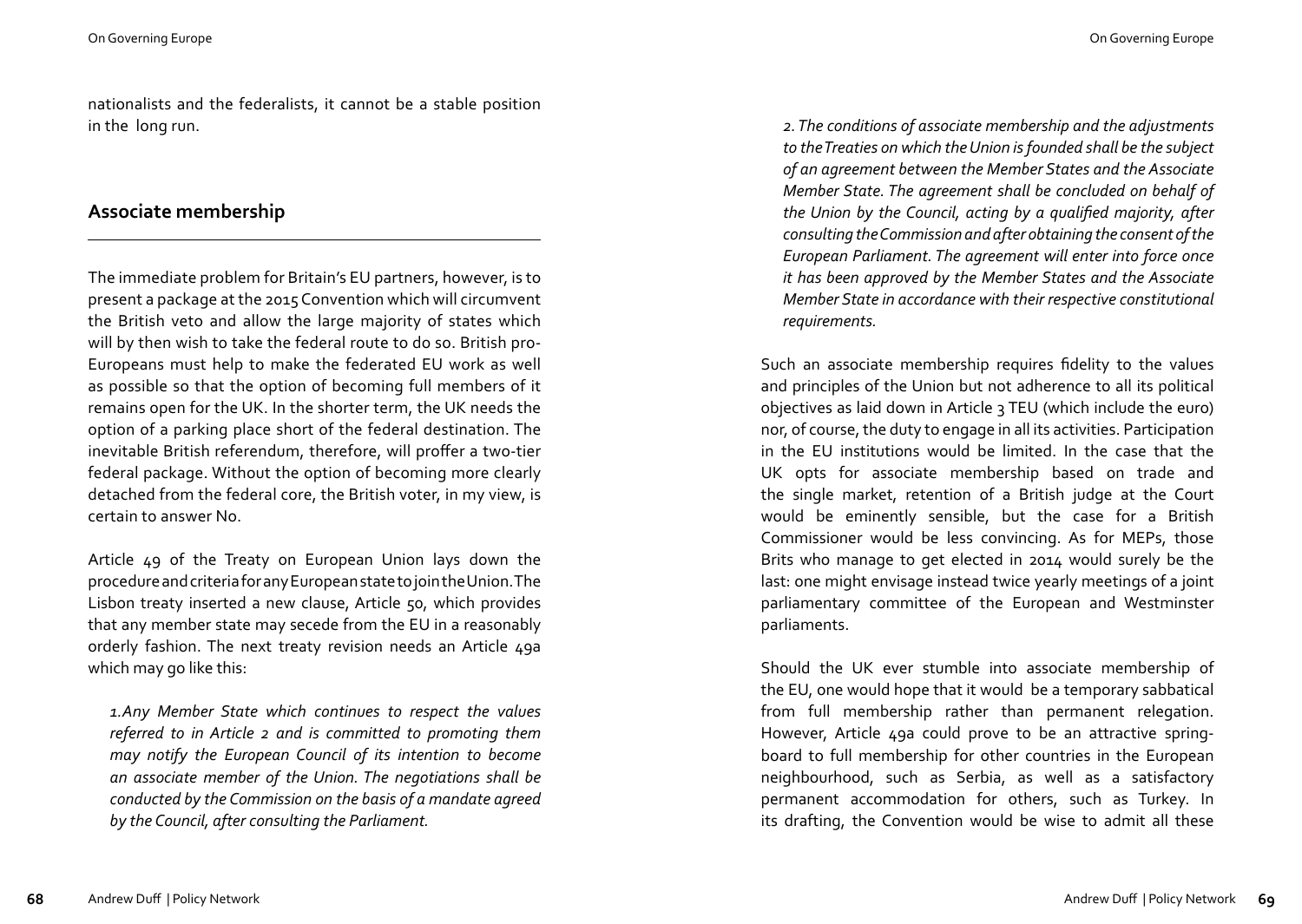nationalists and the federalists, it cannot be a stable position in the long run.

## Associate membership

The immediate problem for Britain's EU partners, however, is to present a package at the 2015 Convention which will circumvent the British veto and allow the large majority of states which will by then wish to take the federal route to do so. British pro-Europeans must help to make the federated EU work as well as possible so that the option of becoming full members of it remains open for the UK. In the shorter term, the UK needs the option of a parking place short of the federal destination. The inevitable British referendum, therefore, will proffer a two-tier federal package. Without the option of becoming more clearly detached from the federal core, the British voter, in my view, is certain to answer No.

Article 49 of the Treaty on European Union lays down the procedure and criteria for any European state to join the Union. The Lisbon treaty inserted a new clause, Article 50, which provides that any member state may secede from the EU in a reasonably orderly fashion. The next treaty revision needs an Article 49a which may go like this:

> *1. Any Member State which continues to respect the values referred to in Article 2 and is committed to promoting them may notify the European Council of its intention to become an associate member of the Union. The negotiations shall be conducted by the Commission on the basis of a mandate agreed by the Council, after consulting the Parliament.*
>
> *2. The conditions of associate membership and the adjustments to the Treaties on which the Union is founded shall be the subject of an agreement between the Member States and the Associate Member State. The agreement shall be concluded on behalf of the Union by the Council, acting by a qualified majority, after consulting the Commission and after obtaining the consent of the European Parliament. The agreement will enter into force once it has been approved by the Member States and the Associate Member State in accordance with their respective constitutional requirements.*

Such an associate membership requires fidelity to the values and principles of the Union but not adherence to all its political objectives as laid down in Article 3 TEU (which include the euro) nor, of course, the duty to engage in all its activities. Participation in the EU institutions would be limited. In the case that the UK opts for associate membership based on trade and the single market, retention of a British judge at the Court would be eminently sensible, but the case for a British Commissioner would be less convincing. As for MEPs, those Brits who manage to get elected in 2014 would surely be the last: one might envisage instead twice yearly meetings of a joint parliamentary committee of the European and Westminster parliaments.

Should the UK ever stumble into associate membership of the EU, one would hope that it would be a temporary sabbatical from full membership rather than permanent relegation. However, Article 49a could prove to be an attractive spring-board to full membership for other countries in the European neighbourhood, such as Serbia, as well as a satisfactory permanent accommodation for others, such as Turkey. In its drafting, the Convention would be wise to admit all these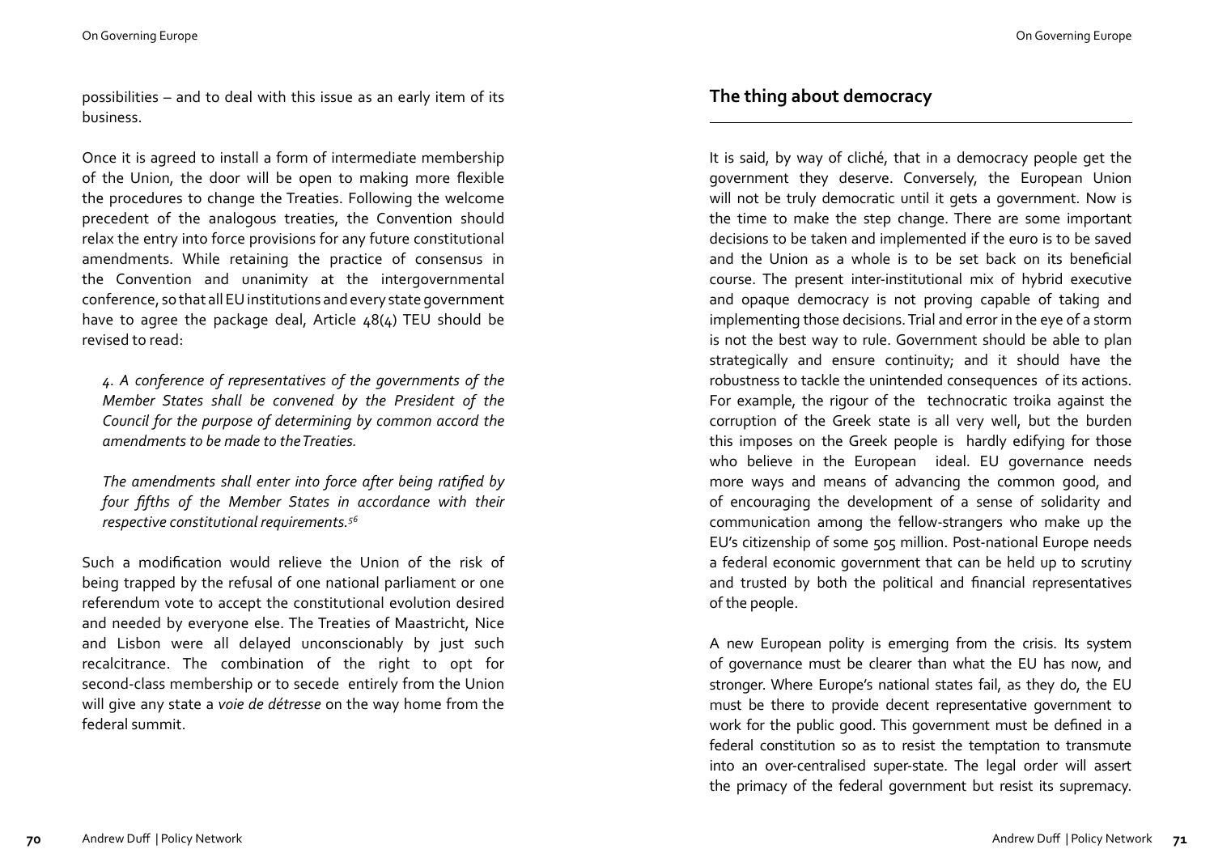possibilities – and to deal with this issue as an early item of its business.

Once it is agreed to install a form of intermediate membership of the Union, the door will be open to making more flexible the procedures to change the Treaties. Following the welcome precedent of the analogous treaties, the Convention should relax the entry into force provisions for any future constitutional amendments. While retaining the practice of consensus in the Convention and unanimity at the intergovernmental conference, so that all EU institutions and every state government have to agree the package deal, Article 48(4) TEU should be revised to read:

> *4. A conference of representatives of the governments of the Member States shall be convened by the President of the Council for the purpose of determining by common accord the amendments to be made to the Treaties.*
>
> *The amendments shall enter into force after being ratified by four fifths of the Member States in accordance with their respective constitutional requirements.*[56]

Such a modification would relieve the Union of the risk of being trapped by the refusal of one national parliament or one referendum vote to accept the constitutional evolution desired and needed by everyone else. The Treaties of Maastricht, Nice and Lisbon were all delayed unconscionably by just such recalcitrance. The combination of the right to opt for second-class membership or to secede entirely from the Union will give any state a *voie de détresse* on the way home from the federal summit.

## The thing about democracy

It is said, by way of cliché, that in a democracy people get the government they deserve. Conversely, the European Union will not be truly democratic until it gets a government. Now is the time to make the step change. There are some important decisions to be taken and implemented if the euro is to be saved and the Union as a whole is to be set back on its beneficial course. The present inter-institutional mix of hybrid executive and opaque democracy is not proving capable of taking and implementing those decisions. Trial and error in the eye of a storm is not the best way to rule. Government should be able to plan strategically and ensure continuity; and it should have the robustness to tackle the unintended consequences of its actions. For example, the rigour of the technocratic troika against the corruption of the Greek state is all very well, but the burden this imposes on the Greek people is hardly edifying for those who believe in the European ideal. EU governance needs more ways and means of advancing the common good, and of encouraging the development of a sense of solidarity and communication among the fellow-strangers who make up the EU's citizenship of some 505 million. Post-national Europe needs a federal economic government that can be held up to scrutiny and trusted by both the political and financial representatives of the people.

A new European polity is emerging from the crisis. Its system of governance must be clearer than what the EU has now, and stronger. Where Europe's national states fail, as they do, the EU must be there to provide decent representative government to work for the public good. This government must be defined in a federal constitution so as to resist the temptation to transmute into an over-centralised super-state. The legal order will assert the primacy of the federal government but resist its supremacy.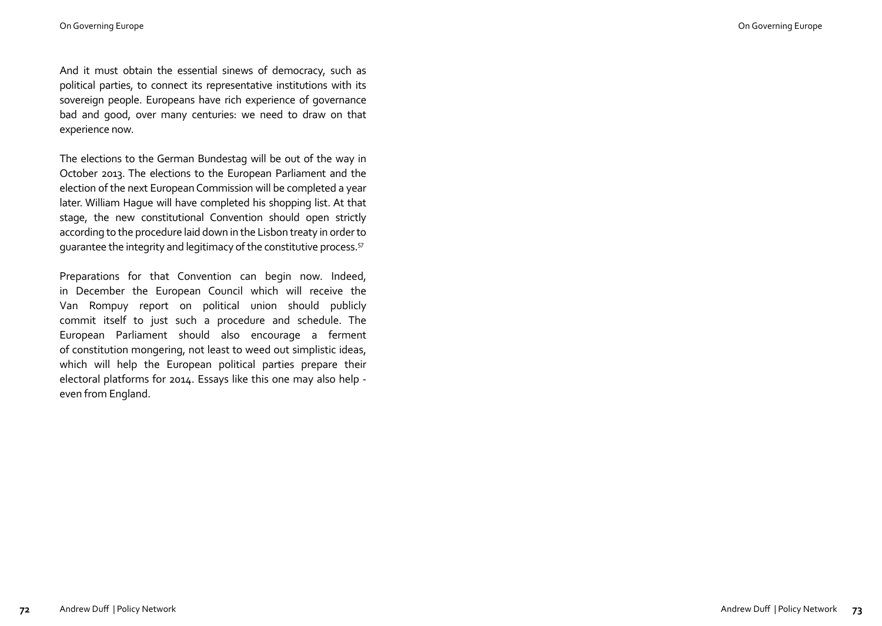And it must obtain the essential sinews of democracy, such as political parties, to connect its representative institutions with its sovereign people. Europeans have rich experience of governance bad and good, over many centuries: we need to draw on that experience now.

The elections to the German Bundestag will be out of the way in October 2013. The elections to the European Parliament and the election of the next European Commission will be completed a year later. William Hague will have completed his shopping list. At that stage, the new constitutional Convention should open strictly according to the procedure laid down in the Lisbon treaty in order to guarantee the integrity and legitimacy of the constitutive process.[57]

Preparations for that Convention can begin now. Indeed, in December the European Council which will receive the Van Rompuy report on political union should publicly commit itself to just such a procedure and schedule. The European Parliament should also encourage a ferment of constitution mongering, not least to weed out simplistic ideas, which will help the European political parties prepare their electoral platforms for 2014. Essays like this one may also help - even from England.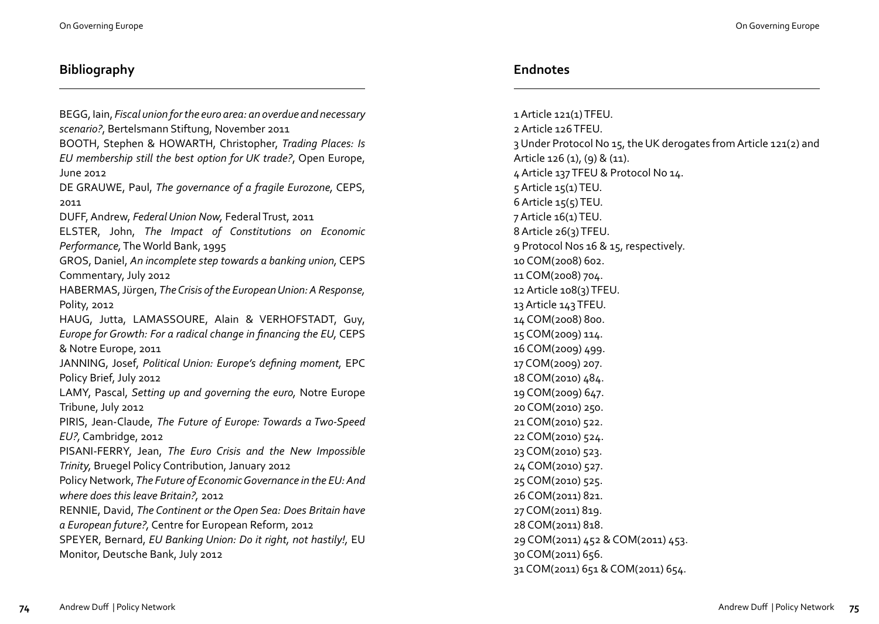## Bibliography

BEGG, Iain, *Fiscal union for the euro area: an overdue and necessary scenario?*, Bertelsmann Stiftung, November 2011

BOOTH, Stephen & HOWARTH, Christopher, *Trading Places: Is EU membership still the best option for UK trade?*, Open Europe, June 2012

DE GRAUWE, Paul, *The governance of a fragile Eurozone,* CEPS, 2011

DUFF, Andrew, *Federal Union Now,* Federal Trust, 2011

ELSTER, John, *The Impact of Constitutions on Economic Performance,* The World Bank, 1995

GROS, Daniel, *An incomplete step towards a banking union,* CEPS Commentary, July 2012

HABERMAS, Jürgen, *The Crisis of the European Union: A Response,* Polity, 2012

HAUG, Jutta, LAMASSOURE, Alain & VERHOFSTADT, Guy, *Europe for Growth: For a radical change in financing the EU,* CEPS & Notre Europe, 2011

JANNING, Josef, *Political Union: Europe's defining moment,* EPC Policy Brief, July 2012

LAMY, Pascal, *Setting up and governing the euro,* Notre Europe Tribune, July 2012

PIRIS, Jean-Claude, *The Future of Europe: Towards a Two-Speed EU?,* Cambridge, 2012

PISANI-FERRY, Jean, *The Euro Crisis and the New Impossible Trinity,* Bruegel Policy Contribution, January 2012

Policy Network, *The Future of Economic Governance in the EU: And where does this leave Britain?,* 2012

RENNIE, David, *The Continent or the Open Sea: Does Britain have a European future?,* Centre for European Reform, 2012

SPEYER, Bernard, *EU Banking Union: Do it right, not hastily!,* EU Monitor, Deutsche Bank, July 2012

## Endnotes

1 Article 121(1) TFEU.
2 Article 126 TFEU.
3 Under Protocol No 15, the UK derogates from Article 121(2) and Article 126 (1), (9) & (11).
4 Article 137 TFEU & Protocol No 14.
5 Article 15(1) TEU.
6 Article 15(5) TEU.
7 Article 16(1) TEU.
8 Article 26(3) TFEU.
9 Protocol Nos 16 & 15, respectively.
10 COM(2008) 602.
11 COM(2008) 704.
12 Article 108(3) TFEU.
13 Article 143 TFEU.
14 COM(2008) 800.
15 COM(2009) 114.
16 COM(2009) 499.
17 COM(2009) 207.
18 COM(2010) 484.
19 COM(2009) 647.
20 COM(2010) 250.
21 COM(2010) 522.
22 COM(2010) 524.
23 COM(2010) 523.
24 COM(2010) 527.
25 COM(2010) 525.
26 COM(2011) 821.
27 COM(2011) 819.
28 COM(2011) 818.
29 COM(2011) 452 & COM(2011) 453.
30 COM(2011) 656.
31 COM(2011) 651 & COM(2011) 654.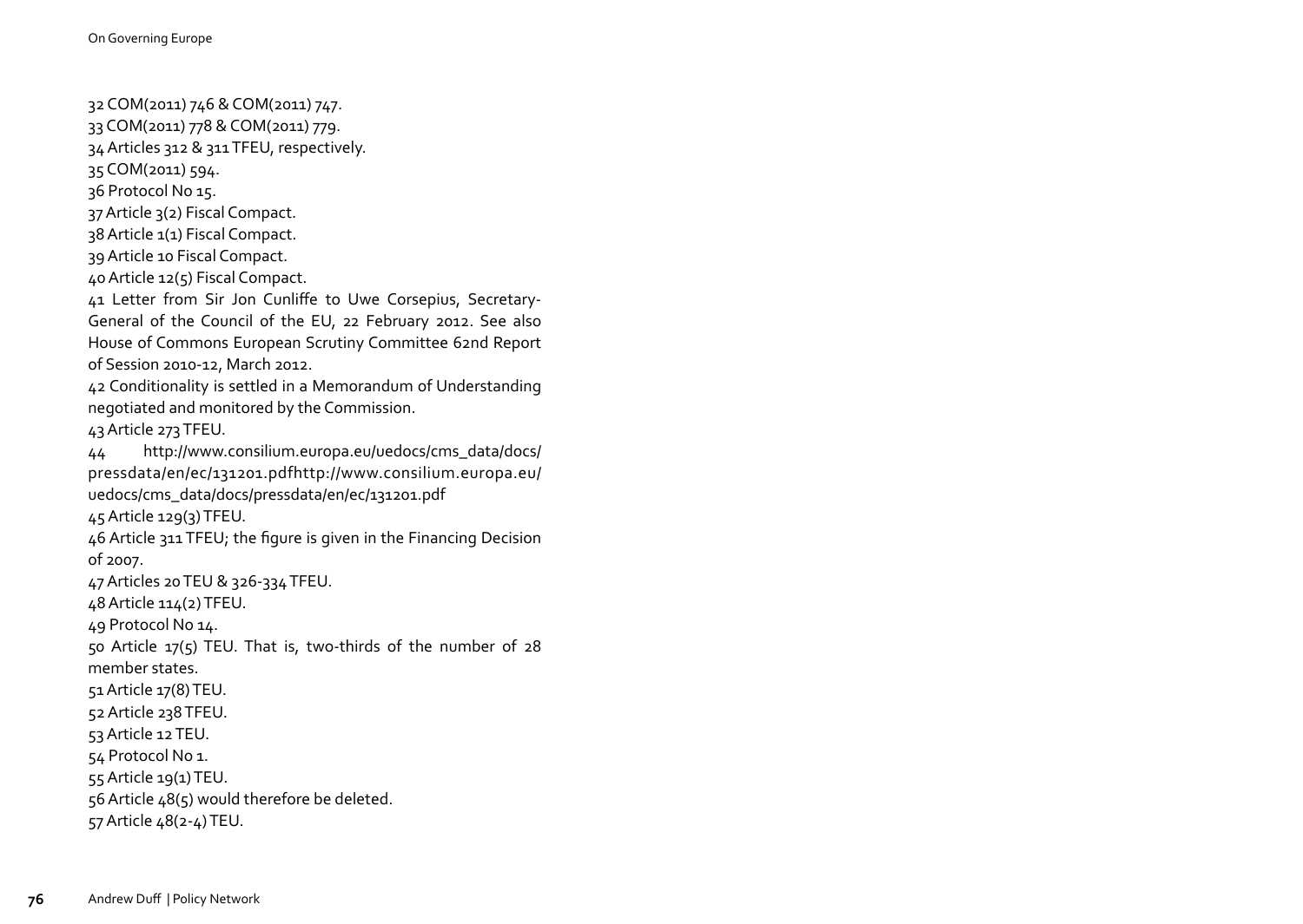32 COM(2011) 746 & COM(2011) 747.
33 COM(2011) 778 & COM(2011) 779.
34 Articles 312 & 311 TFEU, respectively.
35 COM(2011) 594.
36 Protocol No 15.
37 Article 3(2) Fiscal Compact.
38 Article 1(1) Fiscal Compact.
39 Article 10 Fiscal Compact.
40 Article 12(5) Fiscal Compact.
41 Letter from Sir Jon Cunliffe to Uwe Corsepius, Secretary-General of the Council of the EU, 22 February 2012. See also House of Commons European Scrutiny Committee 62nd Report of Session 2010-12, March 2012.
42 Conditionality is settled in a Memorandum of Understanding negotiated and monitored by the Commission.
43 Article 273 TFEU.
44 http://www.consilium.europa.eu/uedocs/cms_data/docs/pressdata/en/ec/131201.pdfhttp://www.consilium.europa.eu/uedocs/cms_data/docs/pressdata/en/ec/131201.pdf
45 Article 129(3) TFEU.
46 Article 311 TFEU; the figure is given in the Financing Decision of 2007.
47 Articles 20 TEU & 326-334 TFEU.
48 Article 114(2) TFEU.
49 Protocol No 14.
50 Article 17(5) TEU. That is, two-thirds of the number of 28 member states.
51 Article 17(8) TEU.
52 Article 238 TFEU.
53 Article 12 TEU.
54 Protocol No 1.
55 Article 19(1) TEU.
56 Article 48(5) would therefore be deleted.
57 Article 48(2-4) TEU.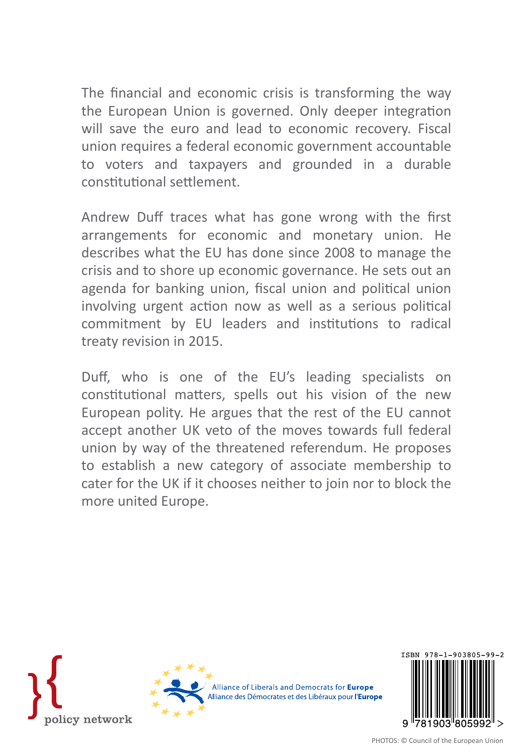The financial and economic crisis is transforming the way the European Union is governed. Only deeper integration will save the euro and lead to economic recovery. Fiscal union requires a federal economic government accountable to voters and taxpayers and grounded in a durable constitutional settlement.

Andrew Duff traces what has gone wrong with the first arrangements for economic and monetary union. He describes what the EU has done since 2008 to manage the crisis and to shore up economic governance. He sets out an agenda for banking union, fiscal union and political union involving urgent action now as well as a serious political commitment by EU leaders and institutions to radical treaty revision in 2015.

Duff, who is one of the EU's leading specialists on constitutional matters, spells out his vision of the new European polity. He argues that the rest of the EU cannot accept another UK veto of the moves towards full federal union by way of the threatened referendum. He proposes to establish a new category of associate membership to cater for the UK if it chooses neither to join nor to block the more united Europe.

policy network

Alliance of Liberals and Democrats for **Europe**
Alliance des Démocrates et des Libéraux pour l'**Europe**

ISBN 978-1-903805-99-2

9 781903 805992

PHOTOS: © Council of the European Union